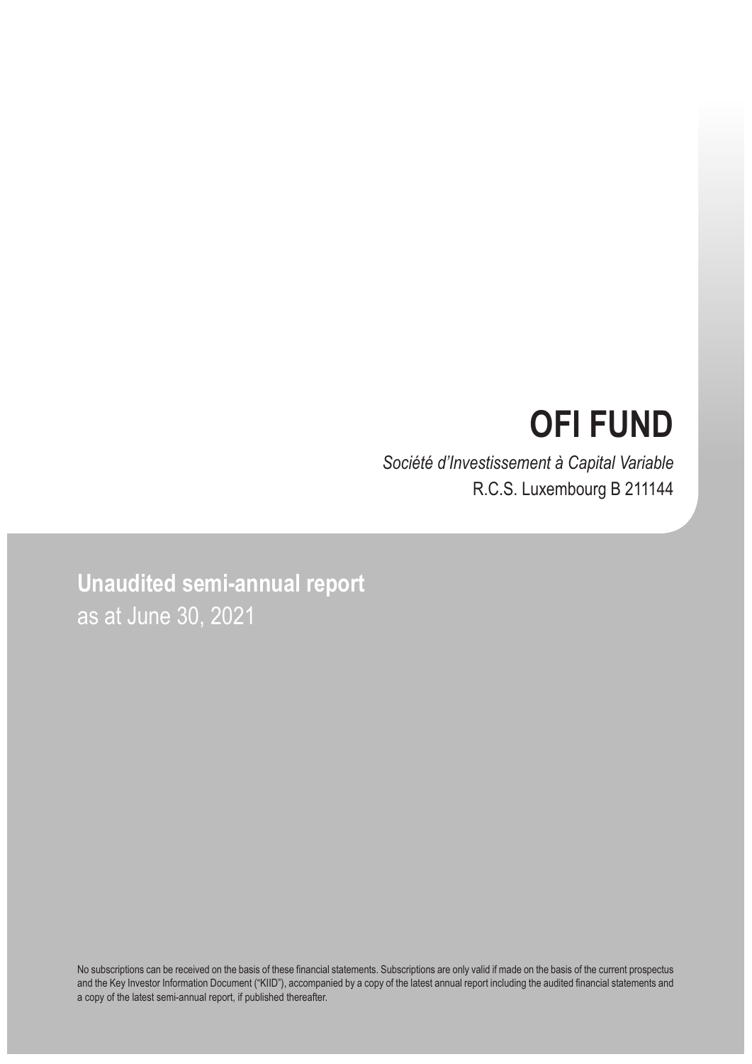# OFI FUND

*Société d'Investissement à Capital Variable*

R.C.S. Luxembourg B 211144

## Unaudited semi-annual report

as at June 30, 2021

No subscriptions can be received on the basis of these financial statements. Subscriptions are only valid if made on the basis of the current prospectus and the Key Investor Information Document ("KIID"), accompanied by a copy of the latest annual report including the audited financial statements and a copy of the latest semi-annual report, if published thereafter.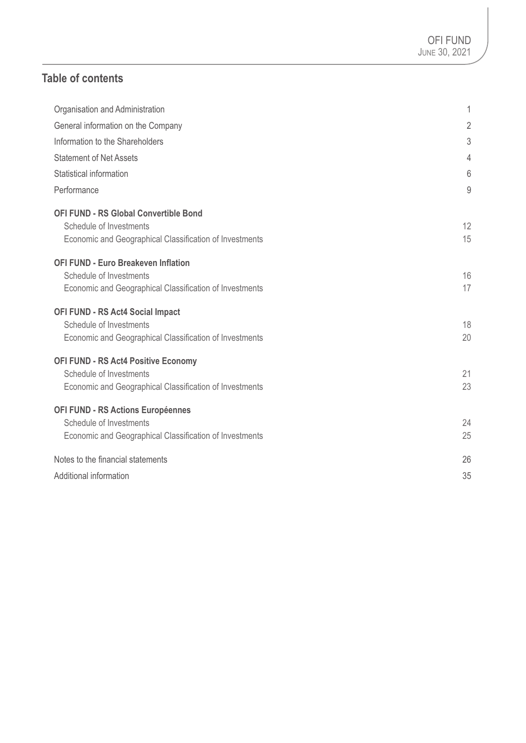## Table of contents

| | |
|---|---|
| Organisation and Administration | 1 |
| General information on the Company | 2 |
| Information to the Shareholders | 3 |
| Statement of Net Assets | 4 |
| Statistical information | 6 |
| Performance | 9 |
| **OFI FUND - RS Global Convertible Bond** | |
| Schedule of Investments | 12 |
| Economic and Geographical Classification of Investments | 15 |
| **OFI FUND - Euro Breakeven Inflation** | |
| Schedule of Investments | 16 |
| Economic and Geographical Classification of Investments | 17 |
| **OFI FUND - RS Act4 Social Impact** | |
| Schedule of Investments | 18 |
| Economic and Geographical Classification of Investments | 20 |
| **OFI FUND - RS Act4 Positive Economy** | |
| Schedule of Investments | 21 |
| Economic and Geographical Classification of Investments | 23 |
| **OFI FUND - RS Actions Européennes** | |
| Schedule of Investments | 24 |
| Economic and Geographical Classification of Investments | 25 |
| Notes to the financial statements | 26 |
| Additional information | 35 |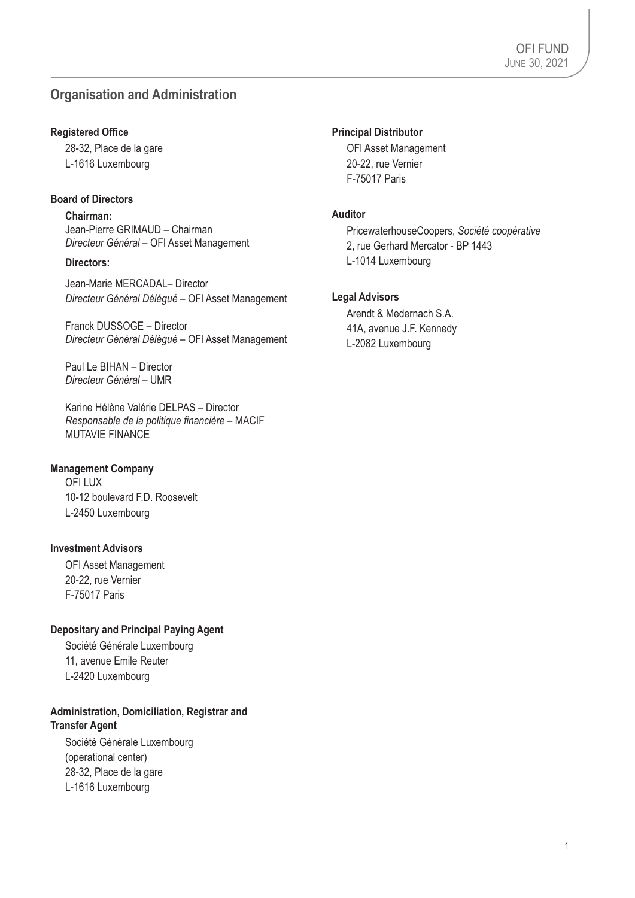## Organisation and Administration

**Registered Office**

28-32, Place de la gare
L-1616 Luxembourg

**Board of Directors**

**Chairman:**

Jean-Pierre GRIMAUD – Chairman
*Directeur Général* – OFI Asset Management

**Directors:**

Jean-Marie MERCADAL– Director
*Directeur Général Délégué* – OFI Asset Management

Franck DUSSOGE – Director
*Directeur Général Délégué* – OFI Asset Management

Paul Le BIHAN – Director
*Directeur Général* – UMR

Karine Hélène Valérie DELPAS – Director
*Responsable de la politique financière* – MACIF
MUTAVIE FINANCE

**Management Company**

OFI LUX
10-12 boulevard F.D. Roosevelt
L-2450 Luxembourg

**Investment Advisors**

OFI Asset Management
20-22, rue Vernier
F-75017 Paris

**Depositary and Principal Paying Agent**

Société Générale Luxembourg
11, avenue Emile Reuter
L-2420 Luxembourg

**Administration, Domiciliation, Registrar and Transfer Agent**

Société Générale Luxembourg
(operational center)
28-32, Place de la gare
L-1616 Luxembourg

**Principal Distributor**

OFI Asset Management
20-22, rue Vernier
F-75017 Paris

**Auditor**

PricewaterhouseCoopers, *Société coopérative*
2, rue Gerhard Mercator - BP 1443
L-1014 Luxembourg

**Legal Advisors**

Arendt & Medernach S.A.
41A, avenue J.F. Kennedy
L-2082 Luxembourg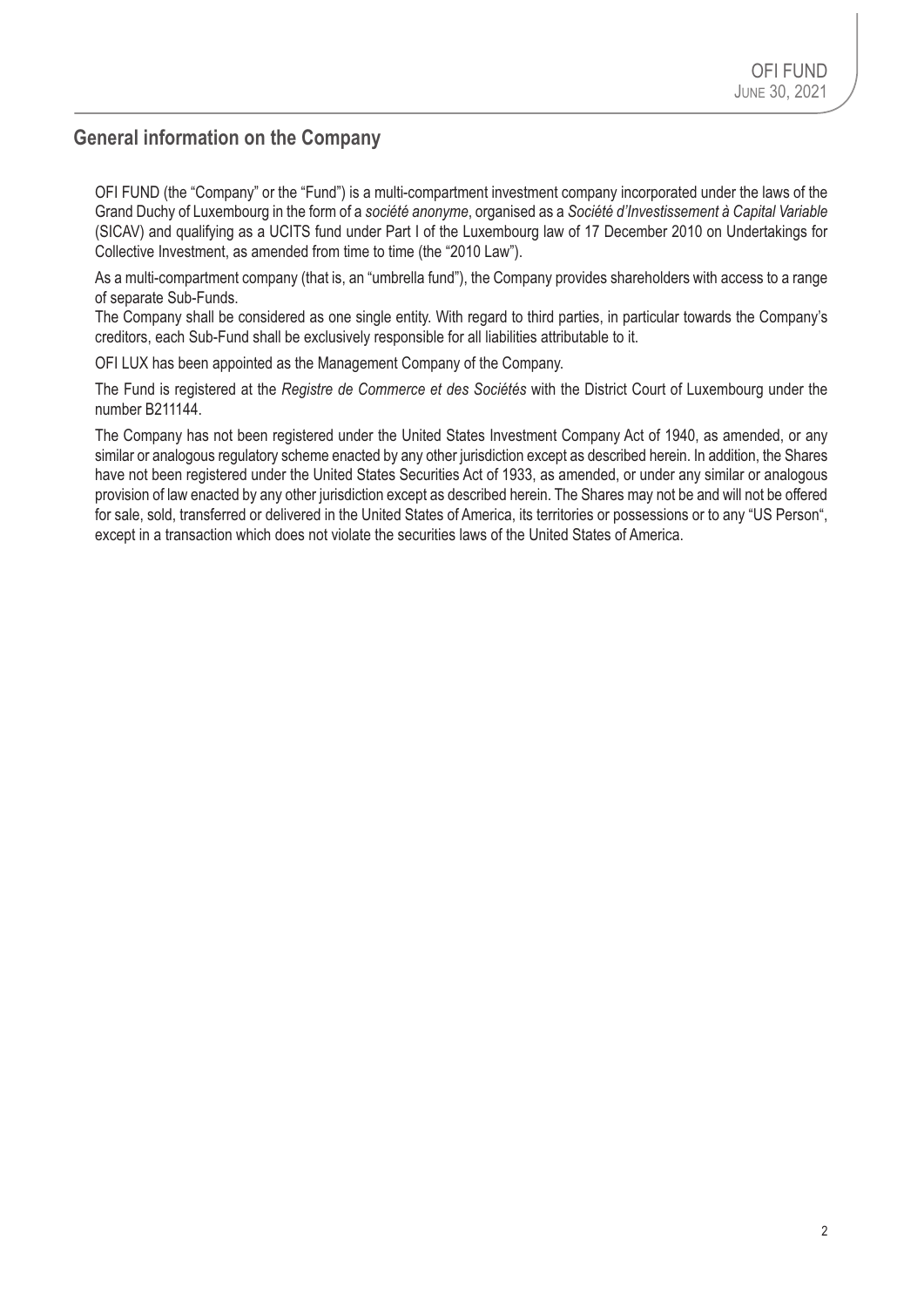## General information on the Company

OFI FUND (the "Company" or the "Fund") is a multi-compartment investment company incorporated under the laws of the Grand Duchy of Luxembourg in the form of a *société anonyme*, organised as a *Société d'Investissement à Capital Variable* (SICAV) and qualifying as a UCITS fund under Part I of the Luxembourg law of 17 December 2010 on Undertakings for Collective Investment, as amended from time to time (the "2010 Law").

As a multi-compartment company (that is, an "umbrella fund"), the Company provides shareholders with access to a range of separate Sub-Funds.

The Company shall be considered as one single entity. With regard to third parties, in particular towards the Company's creditors, each Sub-Fund shall be exclusively responsible for all liabilities attributable to it.

OFI LUX has been appointed as the Management Company of the Company.

The Fund is registered at the *Registre de Commerce et des Sociétés* with the District Court of Luxembourg under the number B211144.

The Company has not been registered under the United States Investment Company Act of 1940, as amended, or any similar or analogous regulatory scheme enacted by any other jurisdiction except as described herein. In addition, the Shares have not been registered under the United States Securities Act of 1933, as amended, or under any similar or analogous provision of law enacted by any other jurisdiction except as described herein. The Shares may not be and will not be offered for sale, sold, transferred or delivered in the United States of America, its territories or possessions or to any "US Person", except in a transaction which does not violate the securities laws of the United States of America.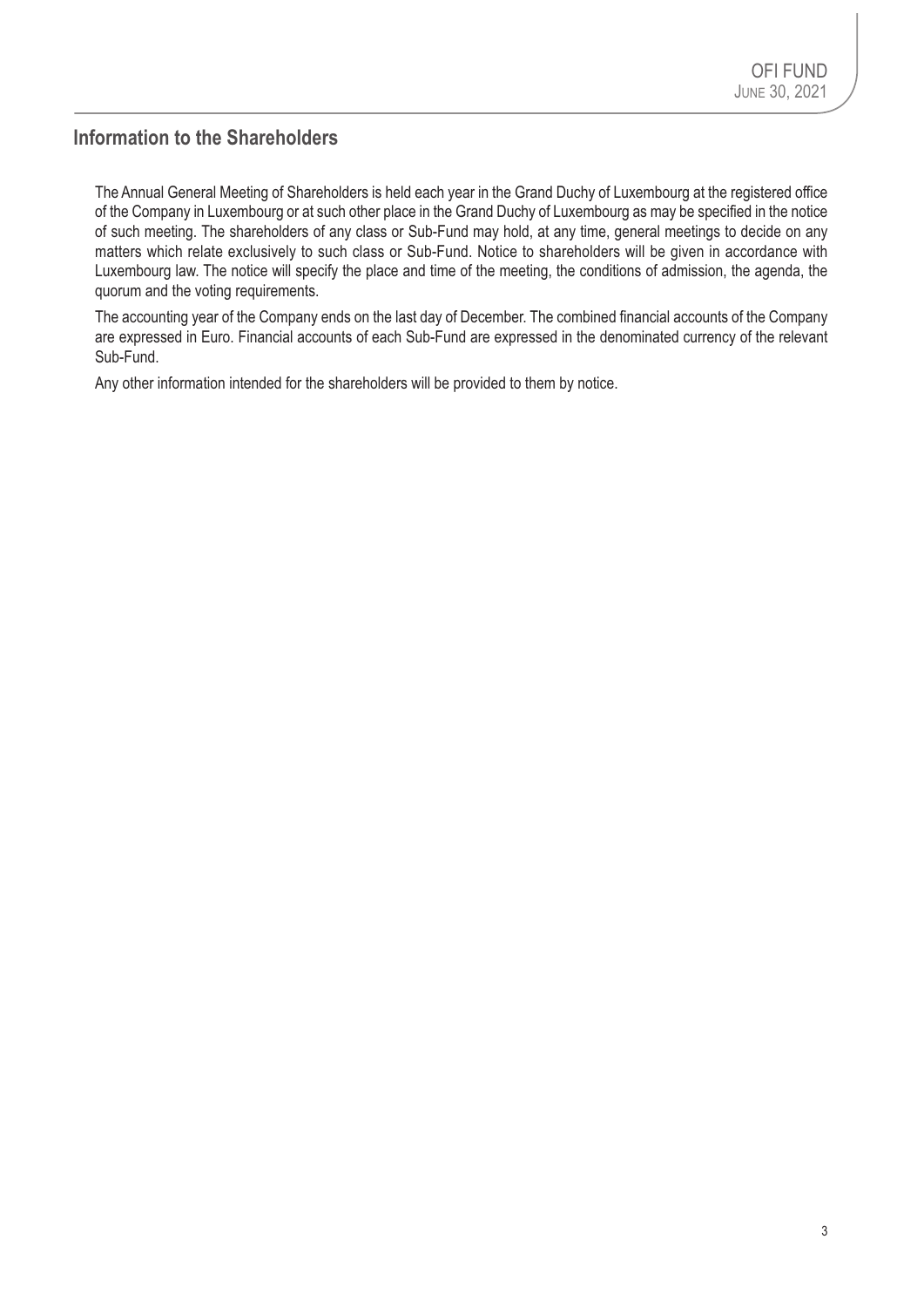## Information to the Shareholders

The Annual General Meeting of Shareholders is held each year in the Grand Duchy of Luxembourg at the registered office of the Company in Luxembourg or at such other place in the Grand Duchy of Luxembourg as may be specified in the notice of such meeting. The shareholders of any class or Sub-Fund may hold, at any time, general meetings to decide on any matters which relate exclusively to such class or Sub-Fund. Notice to shareholders will be given in accordance with Luxembourg law. The notice will specify the place and time of the meeting, the conditions of admission, the agenda, the quorum and the voting requirements.

The accounting year of the Company ends on the last day of December. The combined financial accounts of the Company are expressed in Euro. Financial accounts of each Sub-Fund are expressed in the denominated currency of the relevant Sub-Fund.

Any other information intended for the shareholders will be provided to them by notice.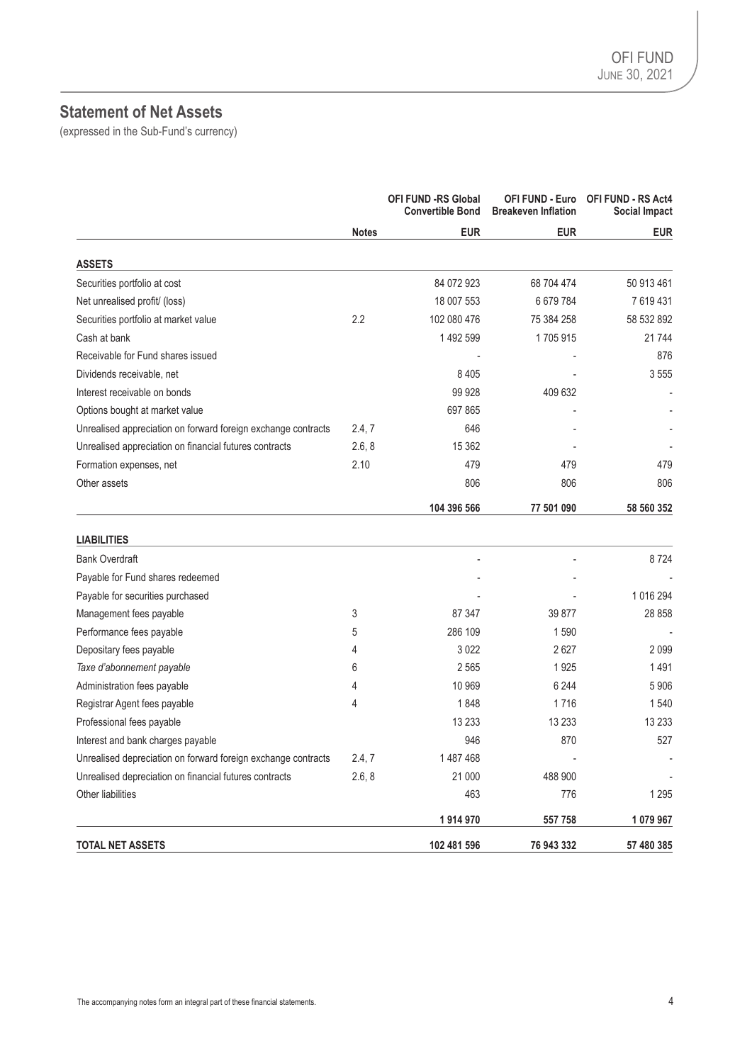## Statement of Net Assets

(expressed in the Sub-Fund's currency)

| | Notes | OFI FUND -RS Global Convertible Bond | OFI FUND - Euro Breakeven Inflation | OFI FUND - RS Act4 Social Impact |
|---|---|---|---|---|
| | | **EUR** | **EUR** | **EUR** |
| **ASSETS** | | | | |
| Securities portfolio at cost | | 84 072 923 | 68 704 474 | 50 913 461 |
| Net unrealised profit/ (loss) | | 18 007 553 | 6 679 784 | 7 619 431 |
| Securities portfolio at market value | 2.2 | 102 080 476 | 75 384 258 | 58 532 892 |
| Cash at bank | | 1 492 599 | 1 705 915 | 21 744 |
| Receivable for Fund shares issued | | - | - | 876 |
| Dividends receivable, net | | 8 405 | - | 3 555 |
| Interest receivable on bonds | | 99 928 | 409 632 | - |
| Options bought at market value | | 697 865 | - | - |
| Unrealised appreciation on forward foreign exchange contracts | 2.4, 7 | 646 | - | - |
| Unrealised appreciation on financial futures contracts | 2.6, 8 | 15 362 | - | - |
| Formation expenses, net | 2.10 | 479 | 479 | 479 |
| Other assets | | 806 | 806 | 806 |
| | | **104 396 566** | **77 501 090** | **58 560 352** |
| **LIABILITIES** | | | | |
| Bank Overdraft | | - | - | 8 724 |
| Payable for Fund shares redeemed | | - | - | - |
| Payable for securities purchased | | - | - | 1 016 294 |
| Management fees payable | 3 | 87 347 | 39 877 | 28 858 |
| Performance fees payable | 5 | 286 109 | 1 590 | - |
| Depositary fees payable | 4 | 3 022 | 2 627 | 2 099 |
| *Taxe d'abonnement payable* | 6 | 2 565 | 1 925 | 1 491 |
| Administration fees payable | 4 | 10 969 | 6 244 | 5 906 |
| Registrar Agent fees payable | 4 | 1 848 | 1 716 | 1 540 |
| Professional fees payable | | 13 233 | 13 233 | 13 233 |
| Interest and bank charges payable | | 946 | 870 | 527 |
| Unrealised depreciation on forward foreign exchange contracts | 2.4, 7 | 1 487 468 | - | - |
| Unrealised depreciation on financial futures contracts | 2.6, 8 | 21 000 | 488 900 | - |
| Other liabilities | | 463 | 776 | 1 295 |
| | | **1 914 970** | **557 758** | **1 079 967** |
| **TOTAL NET ASSETS** | | **102 481 596** | **76 943 332** | **57 480 385** |

The accompanying notes form an integral part of these financial statements.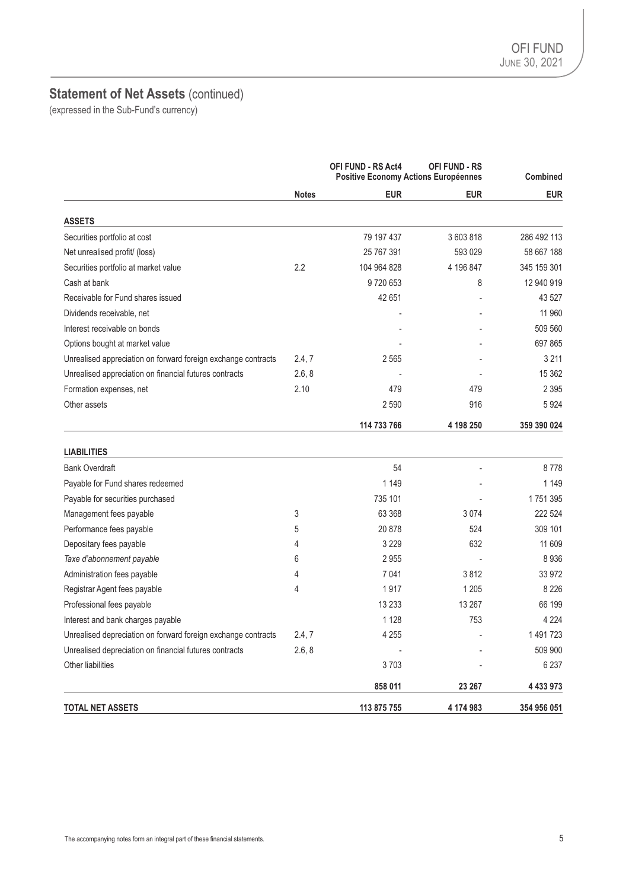## Statement of Net Assets (continued)

(expressed in the Sub-Fund's currency)

| | Notes | OFI FUND - RS Act4 Positive Economy | OFI FUND - RS Actions Européennes | Combined |
|---|---|---|---|---|
| | | EUR | EUR | EUR |
| **ASSETS** | | | | |
| Securities portfolio at cost | | 79 197 437 | 3 603 818 | 286 492 113 |
| Net unrealised profit/ (loss) | | 25 767 391 | 593 029 | 58 667 188 |
| Securities portfolio at market value | 2.2 | 104 964 828 | 4 196 847 | 345 159 301 |
| Cash at bank | | 9 720 653 | 8 | 12 940 919 |
| Receivable for Fund shares issued | | 42 651 | - | 43 527 |
| Dividends receivable, net | | - | - | 11 960 |
| Interest receivable on bonds | | - | - | 509 560 |
| Options bought at market value | | - | - | 697 865 |
| Unrealised appreciation on forward foreign exchange contracts | 2.4, 7 | 2 565 | - | 3 211 |
| Unrealised appreciation on financial futures contracts | 2.6, 8 | - | - | 15 362 |
| Formation expenses, net | 2.10 | 479 | 479 | 2 395 |
| Other assets | | 2 590 | 916 | 5 924 |
| | | **114 733 766** | **4 198 250** | **359 390 024** |
| **LIABILITIES** | | | | |
| Bank Overdraft | | 54 | - | 8 778 |
| Payable for Fund shares redeemed | | 1 149 | - | 1 149 |
| Payable for securities purchased | | 735 101 | - | 1 751 395 |
| Management fees payable | 3 | 63 368 | 3 074 | 222 524 |
| Performance fees payable | 5 | 20 878 | 524 | 309 101 |
| Depositary fees payable | 4 | 3 229 | 632 | 11 609 |
| *Taxe d'abonnement payable* | 6 | 2 955 | - | 8 936 |
| Administration fees payable | 4 | 7 041 | 3 812 | 33 972 |
| Registrar Agent fees payable | 4 | 1 917 | 1 205 | 8 226 |
| Professional fees payable | | 13 233 | 13 267 | 66 199 |
| Interest and bank charges payable | | 1 128 | 753 | 4 224 |
| Unrealised depreciation on forward foreign exchange contracts | 2.4, 7 | 4 255 | - | 1 491 723 |
| Unrealised depreciation on financial futures contracts | 2.6, 8 | - | - | 509 900 |
| Other liabilities | | 3 703 | - | 6 237 |
| | | **858 011** | **23 267** | **4 433 973** |
| **TOTAL NET ASSETS** | | **113 875 755** | **4 174 983** | **354 956 051** |

The accompanying notes form an integral part of these financial statements.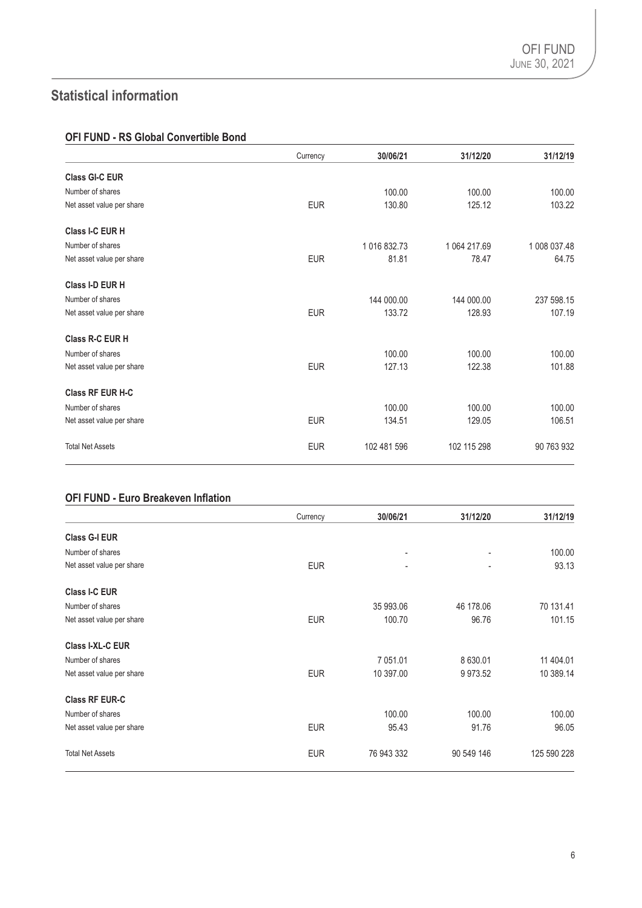# Statistical information

## OFI FUND - RS Global Convertible Bond

| | Currency | 30/06/21 | 31/12/20 | 31/12/19 |
|---|---|---|---|---|
| **Class GI-C EUR** | | | | |
| Number of shares | | 100.00 | 100.00 | 100.00 |
| Net asset value per share | EUR | 130.80 | 125.12 | 103.22 |
| **Class I-C EUR H** | | | | |
| Number of shares | | 1 016 832.73 | 1 064 217.69 | 1 008 037.48 |
| Net asset value per share | EUR | 81.81 | 78.47 | 64.75 |
| **Class I-D EUR H** | | | | |
| Number of shares | | 144 000.00 | 144 000.00 | 237 598.15 |
| Net asset value per share | EUR | 133.72 | 128.93 | 107.19 |
| **Class R-C EUR H** | | | | |
| Number of shares | | 100.00 | 100.00 | 100.00 |
| Net asset value per share | EUR | 127.13 | 122.38 | 101.88 |
| **Class RF EUR H-C** | | | | |
| Number of shares | | 100.00 | 100.00 | 100.00 |
| Net asset value per share | EUR | 134.51 | 129.05 | 106.51 |
| Total Net Assets | EUR | 102 481 596 | 102 115 298 | 90 763 932 |

## OFI FUND - Euro Breakeven Inflation

| | Currency | 30/06/21 | 31/12/20 | 31/12/19 |
|---|---|---|---|---|
| **Class G-I EUR** | | | | |
| Number of shares | | - | - | 100.00 |
| Net asset value per share | EUR | - | - | 93.13 |
| **Class I-C EUR** | | | | |
| Number of shares | | 35 993.06 | 46 178.06 | 70 131.41 |
| Net asset value per share | EUR | 100.70 | 96.76 | 101.15 |
| **Class I-XL-C EUR** | | | | |
| Number of shares | | 7 051.01 | 8 630.01 | 11 404.01 |
| Net asset value per share | EUR | 10 397.00 | 9 973.52 | 10 389.14 |
| **Class RF EUR-C** | | | | |
| Number of shares | | 100.00 | 100.00 | 100.00 |
| Net asset value per share | EUR | 95.43 | 91.76 | 96.05 |
| Total Net Assets | EUR | 76 943 332 | 90 549 146 | 125 590 228 |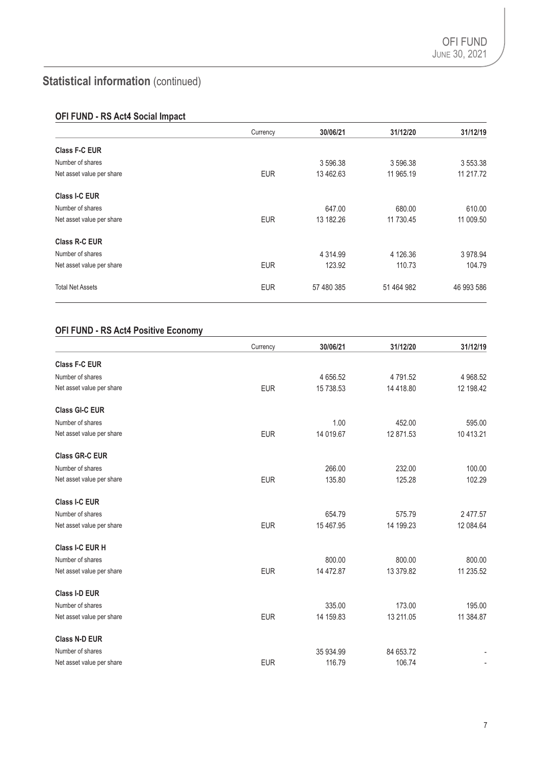## Statistical information (continued)

### OFI FUND - RS Act4 Social Impact

| | Currency | 30/06/21 | 31/12/20 | 31/12/19 |
|---|---|---|---|---|
| **Class F-C EUR** | | | | |
| Number of shares | | 3 596.38 | 3 596.38 | 3 553.38 |
| Net asset value per share | EUR | 13 462.63 | 11 965.19 | 11 217.72 |
| **Class I-C EUR** | | | | |
| Number of shares | | 647.00 | 680.00 | 610.00 |
| Net asset value per share | EUR | 13 182.26 | 11 730.45 | 11 009.50 |
| **Class R-C EUR** | | | | |
| Number of shares | | 4 314.99 | 4 126.36 | 3 978.94 |
| Net asset value per share | EUR | 123.92 | 110.73 | 104.79 |
| Total Net Assets | EUR | 57 480 385 | 51 464 982 | 46 993 586 |

### OFI FUND - RS Act4 Positive Economy

| | Currency | 30/06/21 | 31/12/20 | 31/12/19 |
|---|---|---|---|---|
| **Class F-C EUR** | | | | |
| Number of shares | | 4 656.52 | 4 791.52 | 4 968.52 |
| Net asset value per share | EUR | 15 738.53 | 14 418.80 | 12 198.42 |
| **Class GI-C EUR** | | | | |
| Number of shares | | 1.00 | 452.00 | 595.00 |
| Net asset value per share | EUR | 14 019.67 | 12 871.53 | 10 413.21 |
| **Class GR-C EUR** | | | | |
| Number of shares | | 266.00 | 232.00 | 100.00 |
| Net asset value per share | EUR | 135.80 | 125.28 | 102.29 |
| **Class I-C EUR** | | | | |
| Number of shares | | 654.79 | 575.79 | 2 477.57 |
| Net asset value per share | EUR | 15 467.95 | 14 199.23 | 12 084.64 |
| **Class I-C EUR H** | | | | |
| Number of shares | | 800.00 | 800.00 | 800.00 |
| Net asset value per share | EUR | 14 472.87 | 13 379.82 | 11 235.52 |
| **Class I-D EUR** | | | | |
| Number of shares | | 335.00 | 173.00 | 195.00 |
| Net asset value per share | EUR | 14 159.83 | 13 211.05 | 11 384.87 |
| **Class N-D EUR** | | | | |
| Number of shares | | 35 934.99 | 84 653.72 | - |
| Net asset value per share | EUR | 116.79 | 106.74 | - |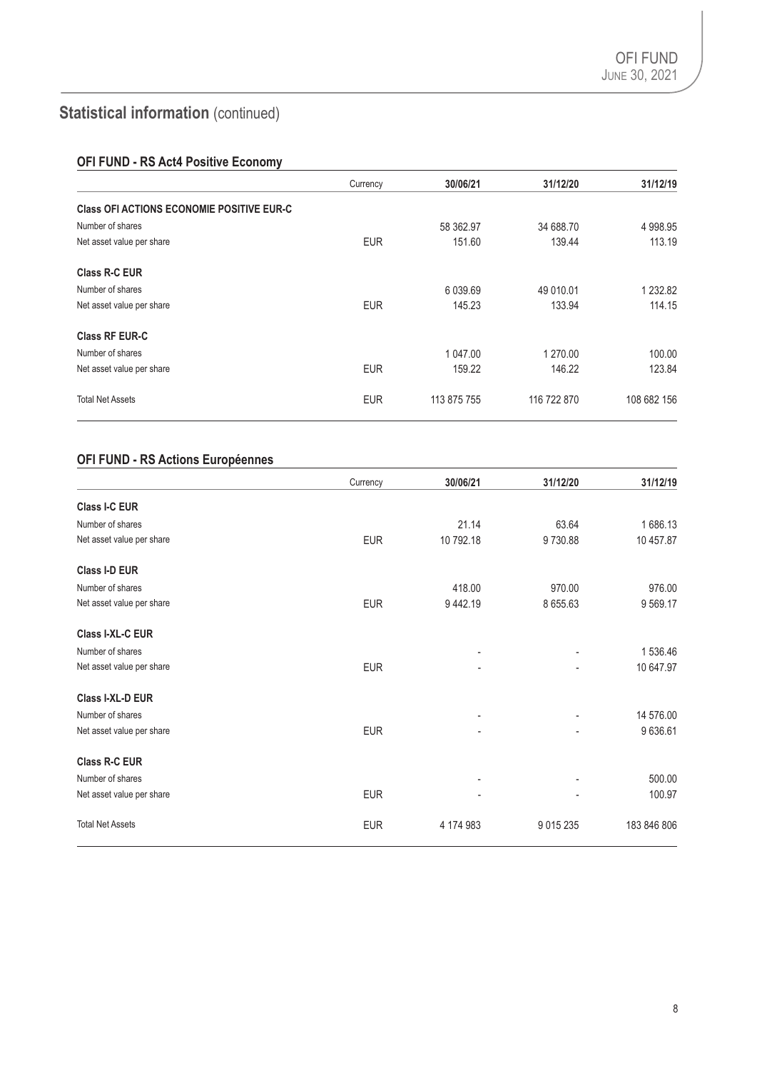# Statistical information (continued)

## OFI FUND - RS Act4 Positive Economy

| | Currency | 30/06/21 | 31/12/20 | 31/12/19 |
|---|---|---|---|---|
| **Class OFI ACTIONS ECONOMIE POSITIVE EUR-C** | | | | |
| Number of shares | | 58 362.97 | 34 688.70 | 4 998.95 |
| Net asset value per share | EUR | 151.60 | 139.44 | 113.19 |
| **Class R-C EUR** | | | | |
| Number of shares | | 6 039.69 | 49 010.01 | 1 232.82 |
| Net asset value per share | EUR | 145.23 | 133.94 | 114.15 |
| **Class RF EUR-C** | | | | |
| Number of shares | | 1 047.00 | 1 270.00 | 100.00 |
| Net asset value per share | EUR | 159.22 | 146.22 | 123.84 |
| Total Net Assets | EUR | 113 875 755 | 116 722 870 | 108 682 156 |

## OFI FUND - RS Actions Européennes

| | Currency | 30/06/21 | 31/12/20 | 31/12/19 |
|---|---|---|---|---|
| **Class I-C EUR** | | | | |
| Number of shares | | 21.14 | 63.64 | 1 686.13 |
| Net asset value per share | EUR | 10 792.18 | 9 730.88 | 10 457.87 |
| **Class I-D EUR** | | | | |
| Number of shares | | 418.00 | 970.00 | 976.00 |
| Net asset value per share | EUR | 9 442.19 | 8 655.63 | 9 569.17 |
| **Class I-XL-C EUR** | | | | |
| Number of shares | | - | - | 1 536.46 |
| Net asset value per share | EUR | - | - | 10 647.97 |
| **Class I-XL-D EUR** | | | | |
| Number of shares | | - | - | 14 576.00 |
| Net asset value per share | EUR | - | - | 9 636.61 |
| **Class R-C EUR** | | | | |
| Number of shares | | - | - | 500.00 |
| Net asset value per share | EUR | - | - | 100.97 |
| Total Net Assets | EUR | 4 174 983 | 9 015 235 | 183 846 806 |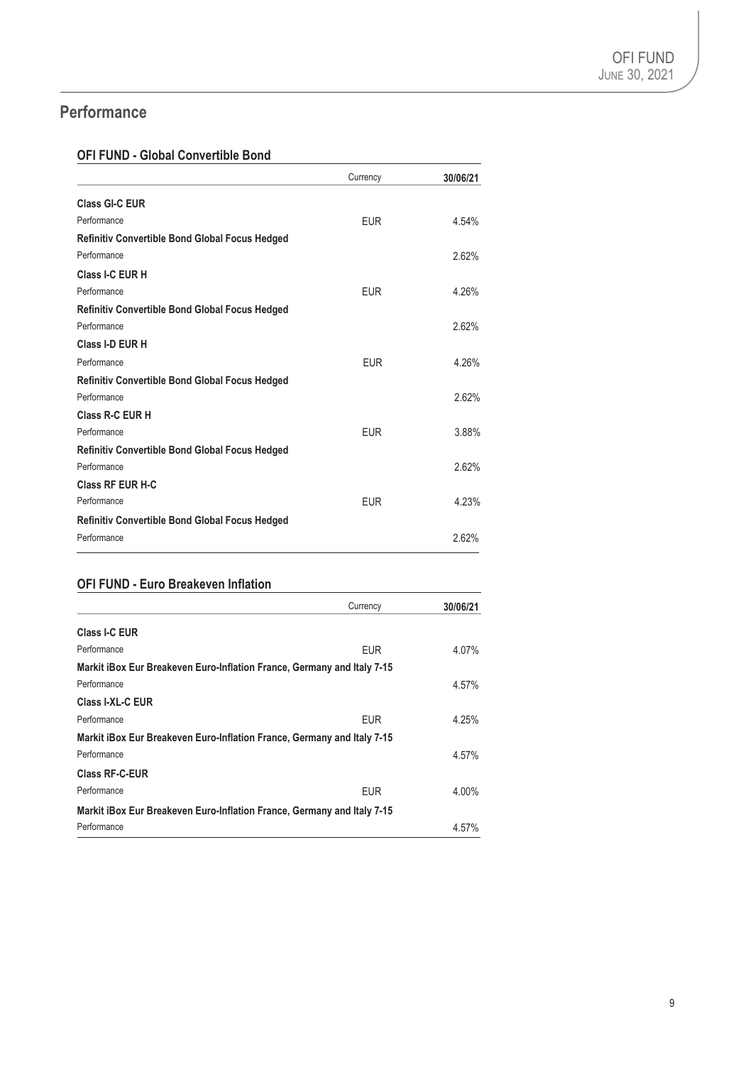# Performance

## OFI FUND - Global Convertible Bond

| | Currency | 30/06/21 |
|---|---|---|
| **Class GI-C EUR** | | |
| Performance | EUR | 4.54% |
| **Refinitiv Convertible Bond Global Focus Hedged** | | |
| Performance | | 2.62% |
| **Class I-C EUR H** | | |
| Performance | EUR | 4.26% |
| **Refinitiv Convertible Bond Global Focus Hedged** | | |
| Performance | | 2.62% |
| **Class I-D EUR H** | | |
| Performance | EUR | 4.26% |
| **Refinitiv Convertible Bond Global Focus Hedged** | | |
| Performance | | 2.62% |
| **Class R-C EUR H** | | |
| Performance | EUR | 3.88% |
| **Refinitiv Convertible Bond Global Focus Hedged** | | |
| Performance | | 2.62% |
| **Class RF EUR H-C** | | |
| Performance | EUR | 4.23% |
| **Refinitiv Convertible Bond Global Focus Hedged** | | |
| Performance | | 2.62% |

## OFI FUND - Euro Breakeven Inflation

| | Currency | 30/06/21 |
|---|---|---|
| **Class I-C EUR** | | |
| Performance | EUR | 4.07% |
| **Markit iBox Eur Breakeven Euro-Inflation France, Germany and Italy 7-15** | | |
| Performance | | 4.57% |
| **Class I-XL-C EUR** | | |
| Performance | EUR | 4.25% |
| **Markit iBox Eur Breakeven Euro-Inflation France, Germany and Italy 7-15** | | |
| Performance | | 4.57% |
| **Class RF-C-EUR** | | |
| Performance | EUR | 4.00% |
| **Markit iBox Eur Breakeven Euro-Inflation France, Germany and Italy 7-15** | | |
| Performance | | 4.57% |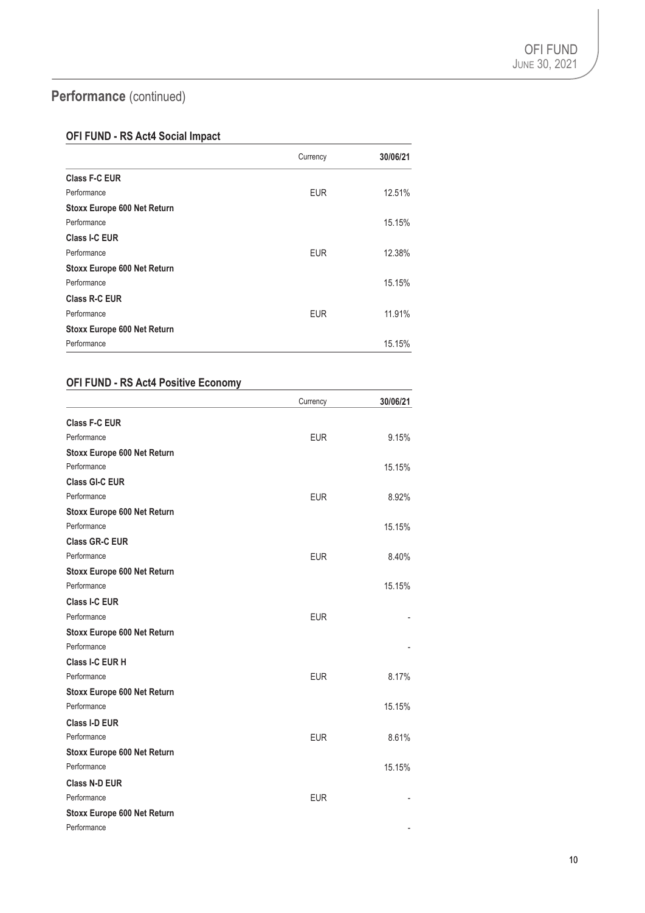## Performance (continued)

### OFI FUND - RS Act4 Social Impact

| | Currency | 30/06/21 |
|---|---|---|
| **Class F-C EUR** | | |
| Performance | EUR | 12.51% |
| **Stoxx Europe 600 Net Return** | | |
| Performance | | 15.15% |
| **Class I-C EUR** | | |
| Performance | EUR | 12.38% |
| **Stoxx Europe 600 Net Return** | | |
| Performance | | 15.15% |
| **Class R-C EUR** | | |
| Performance | EUR | 11.91% |
| **Stoxx Europe 600 Net Return** | | |
| Performance | | 15.15% |

### OFI FUND - RS Act4 Positive Economy

| | Currency | 30/06/21 |
|---|---|---|
| **Class F-C EUR** | | |
| Performance | EUR | 9.15% |
| **Stoxx Europe 600 Net Return** | | |
| Performance | | 15.15% |
| **Class GI-C EUR** | | |
| Performance | EUR | 8.92% |
| **Stoxx Europe 600 Net Return** | | |
| Performance | | 15.15% |
| **Class GR-C EUR** | | |
| Performance | EUR | 8.40% |
| **Stoxx Europe 600 Net Return** | | |
| Performance | | 15.15% |
| **Class I-C EUR** | | |
| Performance | EUR | - |
| **Stoxx Europe 600 Net Return** | | |
| Performance | | - |
| **Class I-C EUR H** | | |
| Performance | EUR | 8.17% |
| **Stoxx Europe 600 Net Return** | | |
| Performance | | 15.15% |
| **Class I-D EUR** | | |
| Performance | EUR | 8.61% |
| **Stoxx Europe 600 Net Return** | | |
| Performance | | 15.15% |
| **Class N-D EUR** | | |
| Performance | EUR | - |
| **Stoxx Europe 600 Net Return** | | |
| Performance | | - |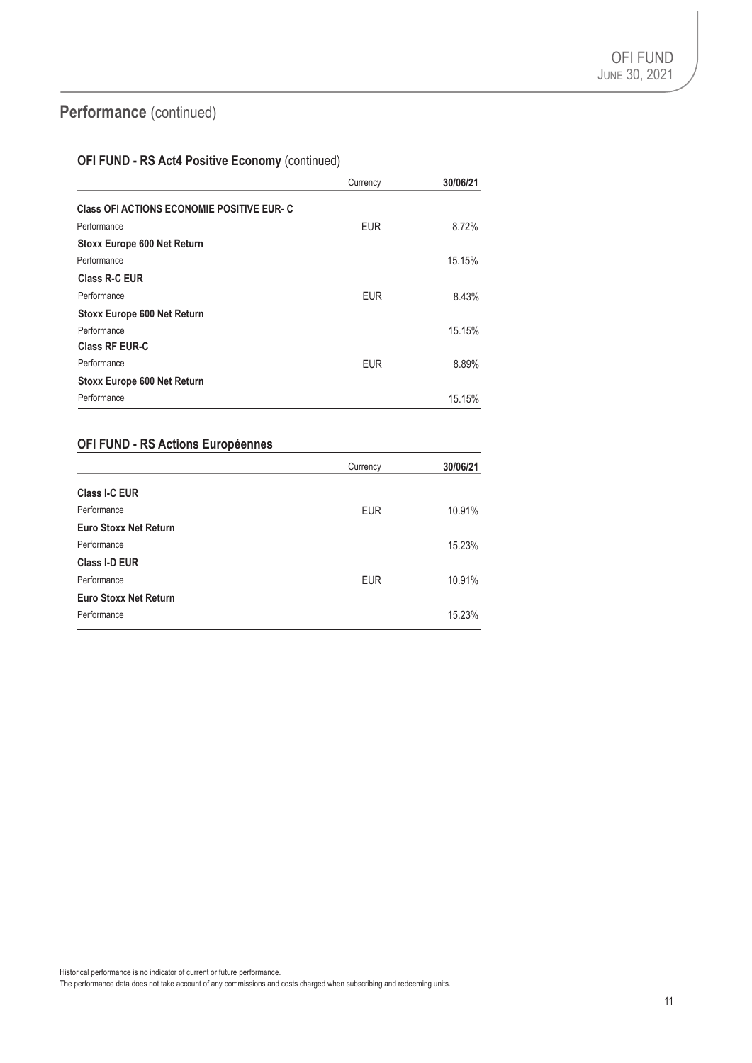## Performance (continued)

### OFI FUND - RS Act4 Positive Economy (continued)

| | Currency | 30/06/21 |
|---|---|---|
| **Class OFI ACTIONS ECONOMIE POSITIVE EUR- C** | | |
| Performance | EUR | 8.72% |
| **Stoxx Europe 600 Net Return** | | |
| Performance | | 15.15% |
| **Class R-C EUR** | | |
| Performance | EUR | 8.43% |
| **Stoxx Europe 600 Net Return** | | |
| Performance | | 15.15% |
| **Class RF EUR-C** | | |
| Performance | EUR | 8.89% |
| **Stoxx Europe 600 Net Return** | | |
| Performance | | 15.15% |

### OFI FUND - RS Actions Européennes

| | Currency | 30/06/21 |
|---|---|---|
| **Class I-C EUR** | | |
| Performance | EUR | 10.91% |
| **Euro Stoxx Net Return** | | |
| Performance | | 15.23% |
| **Class I-D EUR** | | |
| Performance | EUR | 10.91% |
| **Euro Stoxx Net Return** | | |
| Performance | | 15.23% |

Historical performance is no indicator of current or future performance.
The performance data does not take account of any commissions and costs charged when subscribing and redeeming units.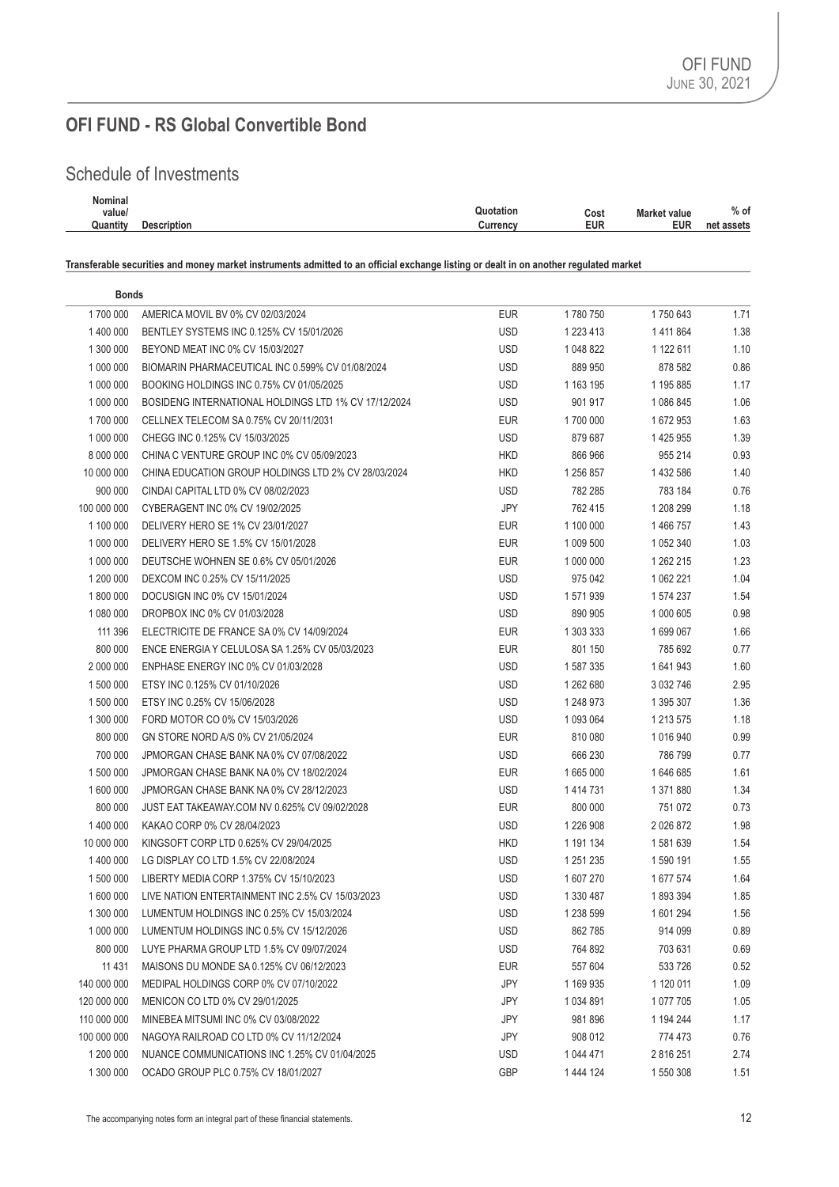## OFI FUND - RS Global Convertible Bond

### Schedule of Investments

| Nominal value/ Quantity | Description | Quotation Currency | Cost EUR | Market value EUR | % of net assets |
|---|---|---|---|---|---|
| | **Transferable securities and money market instruments admitted to an official exchange listing or dealt in on another regulated market** | | | | |
| | **Bonds** | | | | |
| 1 700 000 | AMERICA MOVIL BV 0% CV 02/03/2024 | EUR | 1 780 750 | 1 750 643 | 1.71 |
| 1 400 000 | BENTLEY SYSTEMS INC 0.125% CV 15/01/2026 | USD | 1 223 413 | 1 411 864 | 1.38 |
| 1 300 000 | BEYOND MEAT INC 0% CV 15/03/2027 | USD | 1 048 822 | 1 122 611 | 1.10 |
| 1 000 000 | BIOMARIN PHARMACEUTICAL INC 0.599% CV 01/08/2024 | USD | 889 950 | 878 582 | 0.86 |
| 1 000 000 | BOOKING HOLDINGS INC 0.75% CV 01/05/2025 | USD | 1 163 195 | 1 195 885 | 1.17 |
| 1 000 000 | BOSIDENG INTERNATIONAL HOLDINGS LTD 1% CV 17/12/2024 | USD | 901 917 | 1 086 845 | 1.06 |
| 1 700 000 | CELLNEX TELECOM SA 0.75% CV 20/11/2031 | EUR | 1 700 000 | 1 672 953 | 1.63 |
| 1 000 000 | CHEGG INC 0.125% CV 15/03/2025 | USD | 879 687 | 1 425 955 | 1.39 |
| 8 000 000 | CHINA C VENTURE GROUP INC 0% CV 05/09/2023 | HKD | 866 966 | 955 214 | 0.93 |
| 10 000 000 | CHINA EDUCATION GROUP HOLDINGS LTD 2% CV 28/03/2024 | HKD | 1 256 857 | 1 432 586 | 1.40 |
| 900 000 | CINDAI CAPITAL LTD 0% CV 08/02/2023 | USD | 782 285 | 783 184 | 0.76 |
| 100 000 000 | CYBERAGENT INC 0% CV 19/02/2025 | JPY | 762 415 | 1 208 299 | 1.18 |
| 1 100 000 | DELIVERY HERO SE 1% CV 23/01/2027 | EUR | 1 100 000 | 1 466 757 | 1.43 |
| 1 000 000 | DELIVERY HERO SE 1.5% CV 15/01/2028 | EUR | 1 009 500 | 1 052 340 | 1.03 |
| 1 000 000 | DEUTSCHE WOHNEN SE 0.6% CV 05/01/2026 | EUR | 1 000 000 | 1 262 215 | 1.23 |
| 1 200 000 | DEXCOM INC 0.25% CV 15/11/2025 | USD | 975 042 | 1 062 221 | 1.04 |
| 1 800 000 | DOCUSIGN INC 0% CV 15/01/2024 | USD | 1 571 939 | 1 574 237 | 1.54 |
| 1 080 000 | DROPBOX INC 0% CV 01/03/2028 | USD | 890 905 | 1 000 605 | 0.98 |
| 111 396 | ELECTRICITE DE FRANCE SA 0% CV 14/09/2024 | EUR | 1 303 333 | 1 699 067 | 1.66 |
| 800 000 | ENCE ENERGIA Y CELULOSA SA 1.25% CV 05/03/2023 | EUR | 801 150 | 785 692 | 0.77 |
| 2 000 000 | ENPHASE ENERGY INC 0% CV 01/03/2028 | USD | 1 587 335 | 1 641 943 | 1.60 |
| 1 500 000 | ETSY INC 0.125% CV 01/10/2026 | USD | 1 262 680 | 3 032 746 | 2.95 |
| 1 500 000 | ETSY INC 0.25% CV 15/06/2028 | USD | 1 248 973 | 1 395 307 | 1.36 |
| 1 300 000 | FORD MOTOR CO 0% CV 15/03/2026 | USD | 1 093 064 | 1 213 575 | 1.18 |
| 800 000 | GN STORE NORD A/S 0% CV 21/05/2024 | EUR | 810 080 | 1 016 940 | 0.99 |
| 700 000 | JPMORGAN CHASE BANK NA 0% CV 07/08/2022 | USD | 666 230 | 786 799 | 0.77 |
| 1 500 000 | JPMORGAN CHASE BANK NA 0% CV 18/02/2024 | EUR | 1 665 000 | 1 646 685 | 1.61 |
| 1 600 000 | JPMORGAN CHASE BANK NA 0% CV 28/12/2023 | USD | 1 414 731 | 1 371 880 | 1.34 |
| 800 000 | JUST EAT TAKEAWAY.COM NV 0.625% CV 09/02/2028 | EUR | 800 000 | 751 072 | 0.73 |
| 1 400 000 | KAKAO CORP 0% CV 28/04/2023 | USD | 1 226 908 | 2 026 872 | 1.98 |
| 10 000 000 | KINGSOFT CORP LTD 0.625% CV 29/04/2025 | HKD | 1 191 134 | 1 581 639 | 1.54 |
| 1 400 000 | LG DISPLAY CO LTD 1.5% CV 22/08/2024 | USD | 1 251 235 | 1 590 191 | 1.55 |
| 1 500 000 | LIBERTY MEDIA CORP 1.375% CV 15/10/2023 | USD | 1 607 270 | 1 677 574 | 1.64 |
| 1 600 000 | LIVE NATION ENTERTAINMENT INC 2.5% CV 15/03/2023 | USD | 1 330 487 | 1 893 394 | 1.85 |
| 1 300 000 | LUMENTUM HOLDINGS INC 0.25% CV 15/03/2024 | USD | 1 238 599 | 1 601 294 | 1.56 |
| 1 000 000 | LUMENTUM HOLDINGS INC 0.5% CV 15/12/2026 | USD | 862 785 | 914 099 | 0.89 |
| 800 000 | LUYE PHARMA GROUP LTD 1.5% CV 09/07/2024 | USD | 764 892 | 703 631 | 0.69 |
| 11 431 | MAISONS DU MONDE SA 0.125% CV 06/12/2023 | EUR | 557 604 | 533 726 | 0.52 |
| 140 000 000 | MEDIPAL HOLDINGS CORP 0% CV 07/10/2022 | JPY | 1 169 935 | 1 120 011 | 1.09 |
| 120 000 000 | MENICON CO LTD 0% CV 29/01/2025 | JPY | 1 034 891 | 1 077 705 | 1.05 |
| 110 000 000 | MINEBEA MITSUMI INC 0% CV 03/08/2022 | JPY | 981 896 | 1 194 244 | 1.17 |
| 100 000 000 | NAGOYA RAILROAD CO LTD 0% CV 11/12/2024 | JPY | 908 012 | 774 473 | 0.76 |
| 1 200 000 | NUANCE COMMUNICATIONS INC 1.25% CV 01/04/2025 | USD | 1 044 471 | 2 816 251 | 2.74 |
| 1 300 000 | OCADO GROUP PLC 0.75% CV 18/01/2027 | GBP | 1 444 124 | 1 550 308 | 1.51 |

The accompanying notes form an integral part of these financial statements.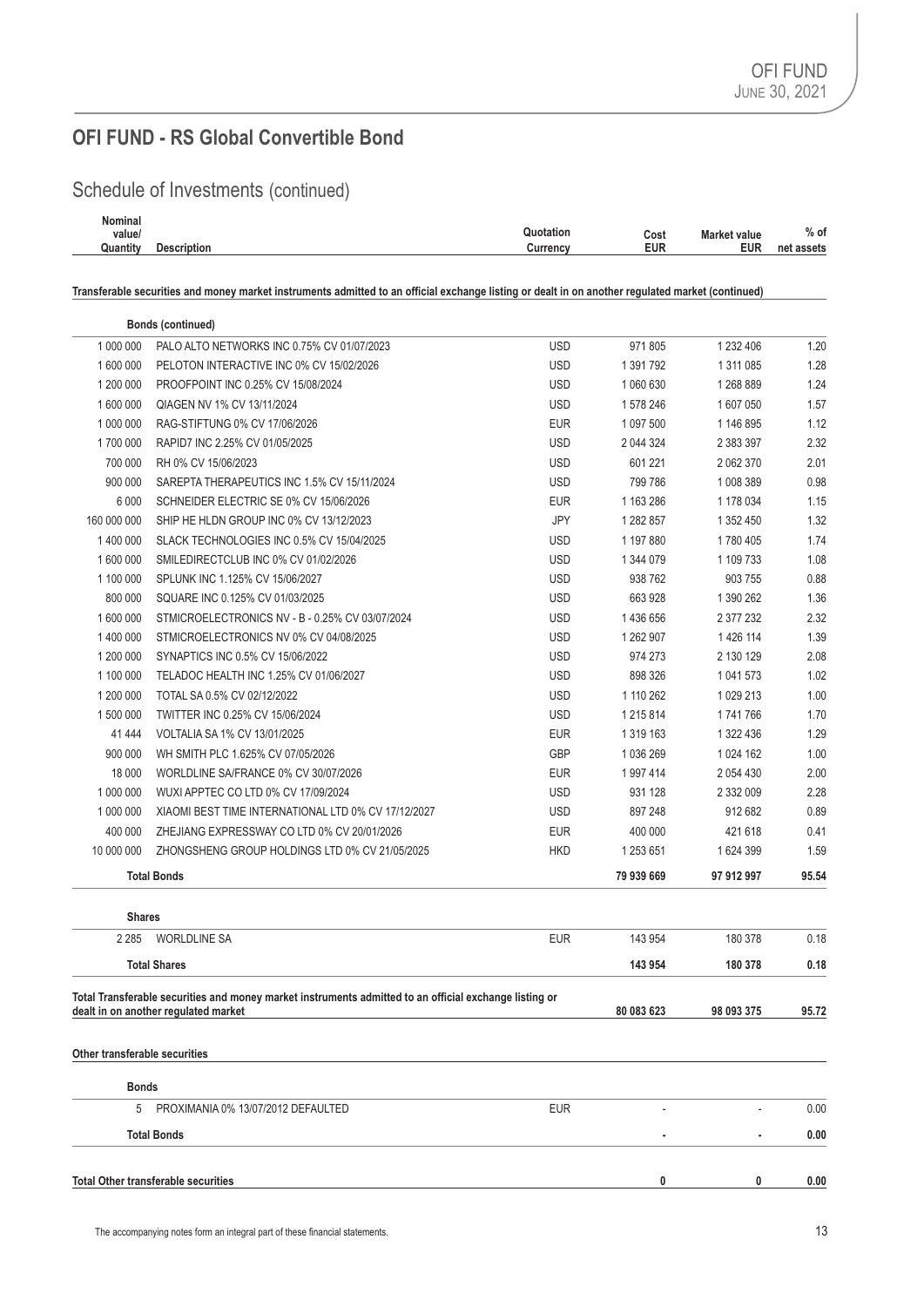# OFI FUND - RS Global Convertible Bond

## Schedule of Investments (continued)

| Nominal value/ Quantity | Description | Quotation Currency | Cost EUR | Market value EUR | % of net assets |
|---|---|---|---|---|---|
| **Transferable securities and money market instruments admitted to an official exchange listing or dealt in on another regulated market (continued)** | | | | | |
| | **Bonds (continued)** | | | | |
| 1 000 000 | PALO ALTO NETWORKS INC 0.75% CV 01/07/2023 | USD | 971 805 | 1 232 406 | 1.20 |
| 1 600 000 | PELOTON INTERACTIVE INC 0% CV 15/02/2026 | USD | 1 391 792 | 1 311 085 | 1.28 |
| 1 200 000 | PROOFPOINT INC 0.25% CV 15/08/2024 | USD | 1 060 630 | 1 268 889 | 1.24 |
| 1 600 000 | QIAGEN NV 1% CV 13/11/2024 | USD | 1 578 246 | 1 607 050 | 1.57 |
| 1 000 000 | RAG-STIFTUNG 0% CV 17/06/2026 | EUR | 1 097 500 | 1 146 895 | 1.12 |
| 1 700 000 | RAPID7 INC 2.25% CV 01/05/2025 | USD | 2 044 324 | 2 383 397 | 2.32 |
| 700 000 | RH 0% CV 15/06/2023 | USD | 601 221 | 2 062 370 | 2.01 |
| 900 000 | SAREPTA THERAPEUTICS INC 1.5% CV 15/11/2024 | USD | 799 786 | 1 008 389 | 0.98 |
| 6 000 | SCHNEIDER ELECTRIC SE 0% CV 15/06/2026 | EUR | 1 163 286 | 1 178 034 | 1.15 |
| 160 000 000 | SHIP HE HLDN GROUP INC 0% CV 13/12/2023 | JPY | 1 282 857 | 1 352 450 | 1.32 |
| 1 400 000 | SLACK TECHNOLOGIES INC 0.5% CV 15/04/2025 | USD | 1 197 880 | 1 780 405 | 1.74 |
| 1 600 000 | SMILEDIRECTCLUB INC 0% CV 01/02/2026 | USD | 1 344 079 | 1 109 733 | 1.08 |
| 1 100 000 | SPLUNK INC 1.125% CV 15/06/2027 | USD | 938 762 | 903 755 | 0.88 |
| 800 000 | SQUARE INC 0.125% CV 01/03/2025 | USD | 663 928 | 1 390 262 | 1.36 |
| 1 600 000 | STMICROELECTRONICS NV - B - 0.25% CV 03/07/2024 | USD | 1 436 656 | 2 377 232 | 2.32 |
| 1 400 000 | STMICROELECTRONICS NV 0% CV 04/08/2025 | USD | 1 262 907 | 1 426 114 | 1.39 |
| 1 200 000 | SYNAPTICS INC 0.5% CV 15/06/2022 | USD | 974 273 | 2 130 129 | 2.08 |
| 1 100 000 | TELADOC HEALTH INC 1.25% CV 01/06/2027 | USD | 898 326 | 1 041 573 | 1.02 |
| 1 200 000 | TOTAL SA 0.5% CV 02/12/2022 | USD | 1 110 262 | 1 029 213 | 1.00 |
| 1 500 000 | TWITTER INC 0.25% CV 15/06/2024 | USD | 1 215 814 | 1 741 766 | 1.70 |
| 41 444 | VOLTALIA SA 1% CV 13/01/2025 | EUR | 1 319 163 | 1 322 436 | 1.29 |
| 900 000 | WH SMITH PLC 1.625% CV 07/05/2026 | GBP | 1 036 269 | 1 024 162 | 1.00 |
| 18 000 | WORLDLINE SA/FRANCE 0% CV 30/07/2026 | EUR | 1 997 414 | 2 054 430 | 2.00 |
| 1 000 000 | WUXI APPTEC CO LTD 0% CV 17/09/2024 | USD | 931 128 | 2 332 009 | 2.28 |
| 1 000 000 | XIAOMI BEST TIME INTERNATIONAL LTD 0% CV 17/12/2027 | USD | 897 248 | 912 682 | 0.89 |
| 400 000 | ZHEJIANG EXPRESSWAY CO LTD 0% CV 20/01/2026 | EUR | 400 000 | 421 618 | 0.41 |
| 10 000 000 | ZHONGSHENG GROUP HOLDINGS LTD 0% CV 21/05/2025 | HKD | 1 253 651 | 1 624 399 | 1.59 |
| | **Total Bonds** | | **79 939 669** | **97 912 997** | **95.54** |
| | **Shares** | | | | |
| 2 285 | WORLDLINE SA | EUR | 143 954 | 180 378 | 0.18 |
| | **Total Shares** | | **143 954** | **180 378** | **0.18** |
| **Total Transferable securities and money market instruments admitted to an official exchange listing or dealt in on another regulated market** | | | **80 083 623** | **98 093 375** | **95.72** |
| **Other transferable securities** | | | | | |
| | **Bonds** | | | | |
| 5 | PROXIMANIA 0% 13/07/2012 DEFAULTED | EUR | - | - | 0.00 |
| | **Total Bonds** | | **-** | **-** | **0.00** |
| **Total Other transferable securities** | | | **0** | **0** | **0.00** |

The accompanying notes form an integral part of these financial statements.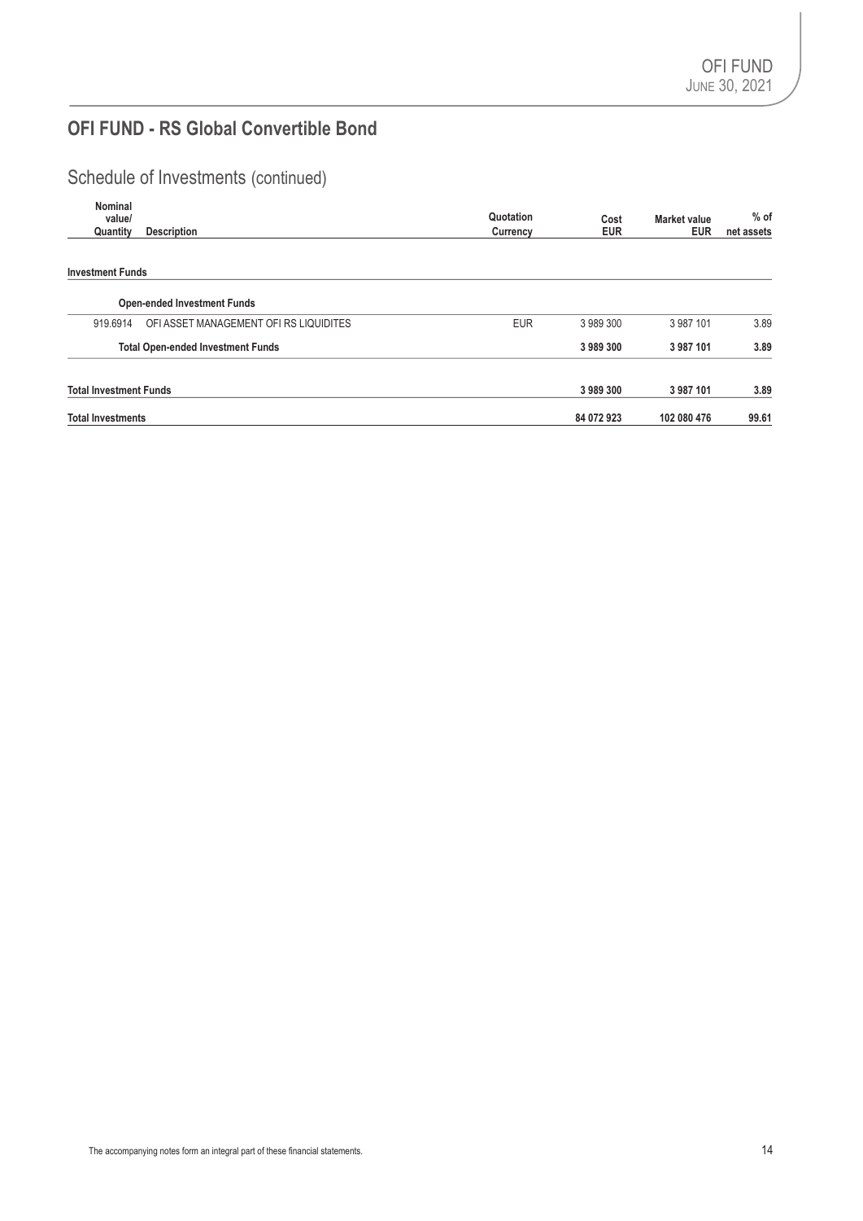## OFI FUND - RS Global Convertible Bond

### Schedule of Investments (continued)

| Nominal value/ Quantity | Description | Quotation Currency | Cost EUR | Market value EUR | % of net assets |
|---|---|---|---|---|---|
| **Investment Funds** | | | | | |
| | **Open-ended Investment Funds** | | | | |
| 919.6914 | OFI ASSET MANAGEMENT OFI RS LIQUIDITES | EUR | 3 989 300 | 3 987 101 | 3.89 |
| | **Total Open-ended Investment Funds** | | **3 989 300** | **3 987 101** | **3.89** |
| **Total Investment Funds** | | | **3 989 300** | **3 987 101** | **3.89** |
| **Total Investments** | | | **84 072 923** | **102 080 476** | **99.61** |

The accompanying notes form an integral part of these financial statements.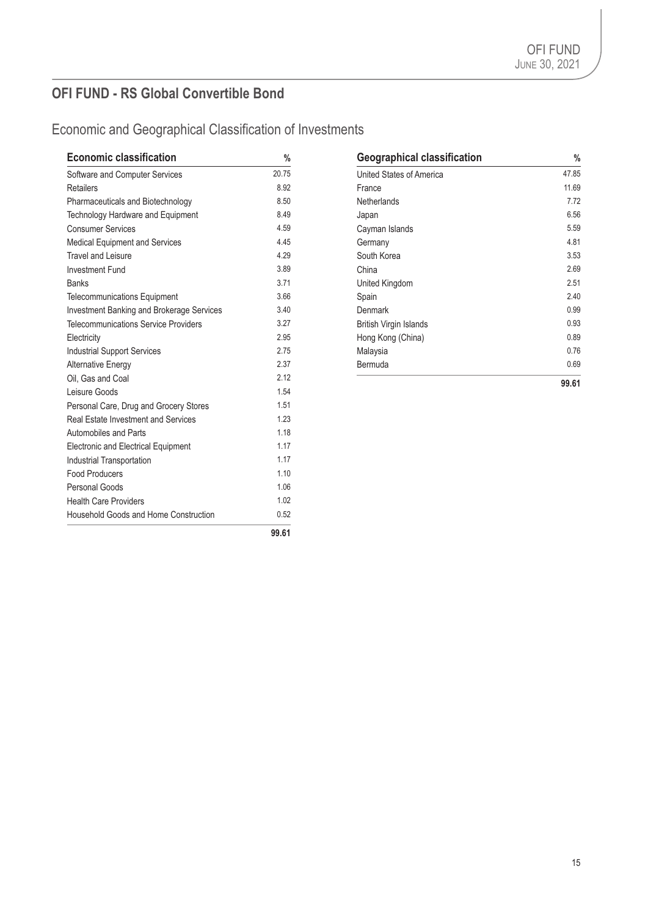## OFI FUND - RS Global Convertible Bond

### Economic and Geographical Classification of Investments

| Economic classification | % |
|---|---|
| Software and Computer Services | 20.75 |
| Retailers | 8.92 |
| Pharmaceuticals and Biotechnology | 8.50 |
| Technology Hardware and Equipment | 8.49 |
| Consumer Services | 4.59 |
| Medical Equipment and Services | 4.45 |
| Travel and Leisure | 4.29 |
| Investment Fund | 3.89 |
| Banks | 3.71 |
| Telecommunications Equipment | 3.66 |
| Investment Banking and Brokerage Services | 3.40 |
| Telecommunications Service Providers | 3.27 |
| Electricity | 2.95 |
| Industrial Support Services | 2.75 |
| Alternative Energy | 2.37 |
| Oil, Gas and Coal | 2.12 |
| Leisure Goods | 1.54 |
| Personal Care, Drug and Grocery Stores | 1.51 |
| Real Estate Investment and Services | 1.23 |
| Automobiles and Parts | 1.18 |
| Electronic and Electrical Equipment | 1.17 |
| Industrial Transportation | 1.17 |
| Food Producers | 1.10 |
| Personal Goods | 1.06 |
| Health Care Providers | 1.02 |
| Household Goods and Home Construction | 0.52 |
| | **99.61** |

| Geographical classification | % |
|---|---|
| United States of America | 47.85 |
| France | 11.69 |
| Netherlands | 7.72 |
| Japan | 6.56 |
| Cayman Islands | 5.59 |
| Germany | 4.81 |
| South Korea | 3.53 |
| China | 2.69 |
| United Kingdom | 2.51 |
| Spain | 2.40 |
| Denmark | 0.99 |
| British Virgin Islands | 0.93 |
| Hong Kong (China) | 0.89 |
| Malaysia | 0.76 |
| Bermuda | 0.69 |
| | **99.61** |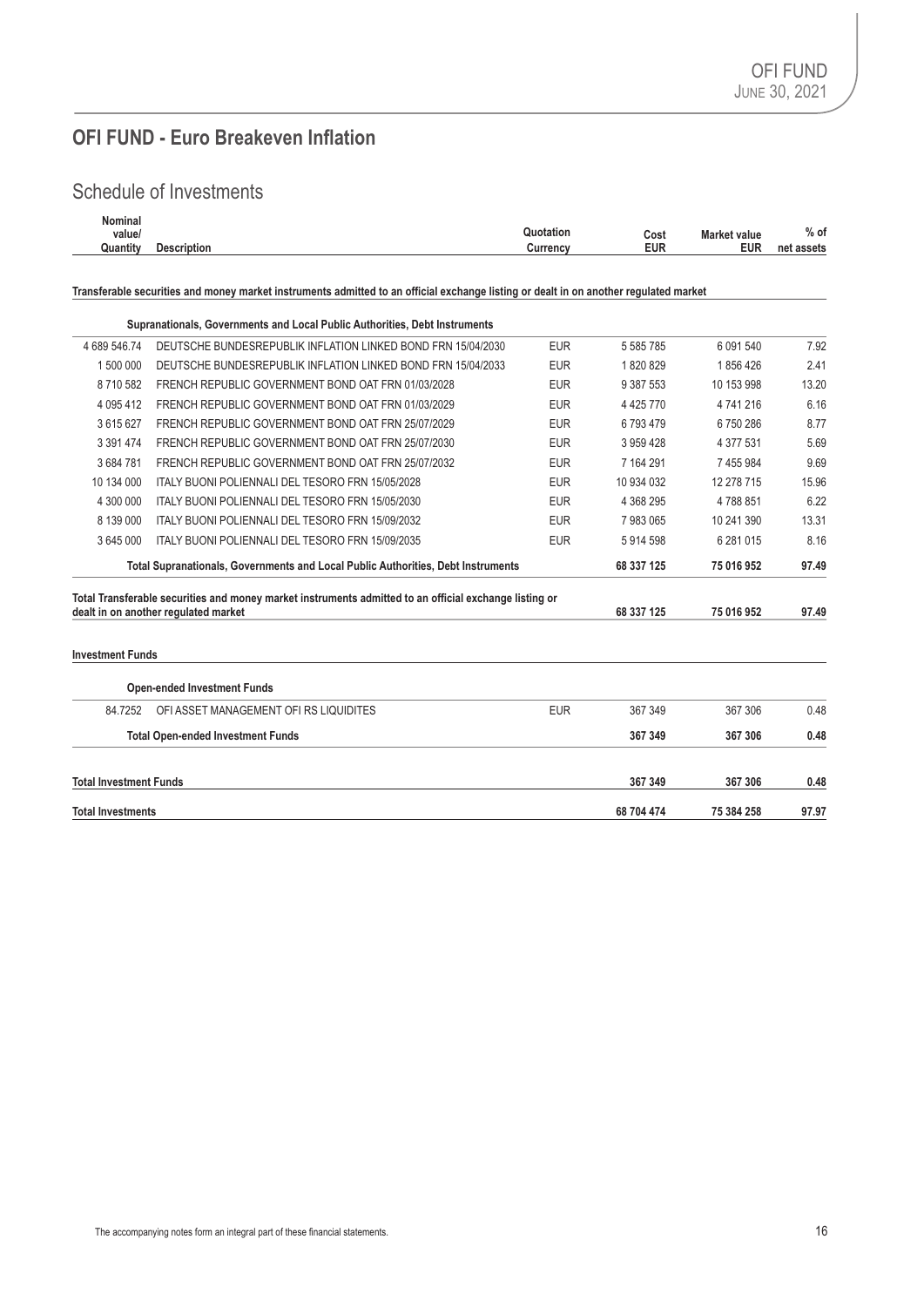## OFI FUND - Euro Breakeven Inflation

### Schedule of Investments

| Nominal value/ Quantity | Description | Quotation Currency | Cost EUR | Market value EUR | % of net assets |
|---|---|---|---|---|---|
| **Transferable securities and money market instruments admitted to an official exchange listing or dealt in on another regulated market** | | | | | |
| | **Supranationals, Governments and Local Public Authorities, Debt Instruments** | | | | |
| 4 689 546.74 | DEUTSCHE BUNDESREPUBLIK INFLATION LINKED BOND FRN 15/04/2030 | EUR | 5 585 785 | 6 091 540 | 7.92 |
| 1 500 000 | DEUTSCHE BUNDESREPUBLIK INFLATION LINKED BOND FRN 15/04/2033 | EUR | 1 820 829 | 1 856 426 | 2.41 |
| 8 710 582 | FRENCH REPUBLIC GOVERNMENT BOND OAT FRN 01/03/2028 | EUR | 9 387 553 | 10 153 998 | 13.20 |
| 4 095 412 | FRENCH REPUBLIC GOVERNMENT BOND OAT FRN 01/03/2029 | EUR | 4 425 770 | 4 741 216 | 6.16 |
| 3 615 627 | FRENCH REPUBLIC GOVERNMENT BOND OAT FRN 25/07/2029 | EUR | 6 793 479 | 6 750 286 | 8.77 |
| 3 391 474 | FRENCH REPUBLIC GOVERNMENT BOND OAT FRN 25/07/2030 | EUR | 3 959 428 | 4 377 531 | 5.69 |
| 3 684 781 | FRENCH REPUBLIC GOVERNMENT BOND OAT FRN 25/07/2032 | EUR | 7 164 291 | 7 455 984 | 9.69 |
| 10 134 000 | ITALY BUONI POLIENNALI DEL TESORO FRN 15/05/2028 | EUR | 10 934 032 | 12 278 715 | 15.96 |
| 4 300 000 | ITALY BUONI POLIENNALI DEL TESORO FRN 15/05/2030 | EUR | 4 368 295 | 4 788 851 | 6.22 |
| 8 139 000 | ITALY BUONI POLIENNALI DEL TESORO FRN 15/09/2032 | EUR | 7 983 065 | 10 241 390 | 13.31 |
| 3 645 000 | ITALY BUONI POLIENNALI DEL TESORO FRN 15/09/2035 | EUR | 5 914 598 | 6 281 015 | 8.16 |
| | **Total Supranationals, Governments and Local Public Authorities, Debt Instruments** | | **68 337 125** | **75 016 952** | **97.49** |
| **Total Transferable securities and money market instruments admitted to an official exchange listing or dealt in on another regulated market** | | | **68 337 125** | **75 016 952** | **97.49** |
| **Investment Funds** | | | | | |
| | **Open-ended Investment Funds** | | | | |
| 84.7252 | OFI ASSET MANAGEMENT OFI RS LIQUIDITES | EUR | 367 349 | 367 306 | 0.48 |
| | **Total Open-ended Investment Funds** | | **367 349** | **367 306** | **0.48** |
| **Total Investment Funds** | | | **367 349** | **367 306** | **0.48** |
| **Total Investments** | | | **68 704 474** | **75 384 258** | **97.97** |

The accompanying notes form an integral part of these financial statements.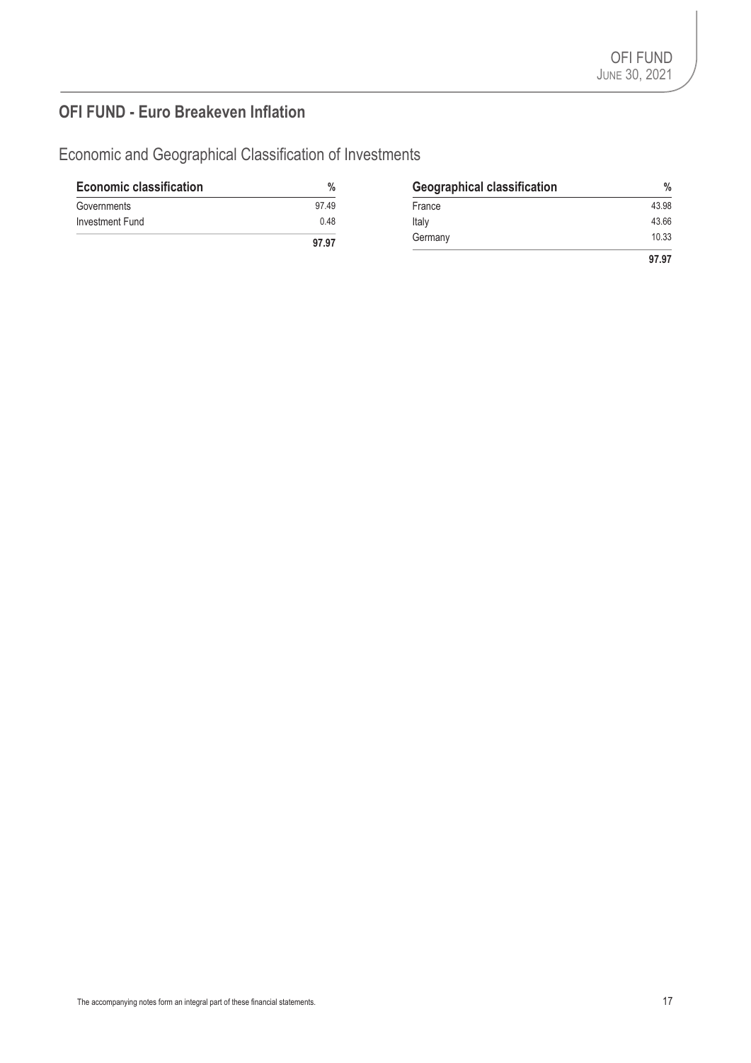## OFI FUND - Euro Breakeven Inflation

### Economic and Geographical Classification of Investments

| Economic classification | % |
|---|---|
| Governments | 97.49 |
| Investment Fund | 0.48 |
| | **97.97** |

| Geographical classification | % |
|---|---|
| France | 43.98 |
| Italy | 43.66 |
| Germany | 10.33 |
| | **97.97** |

The accompanying notes form an integral part of these financial statements.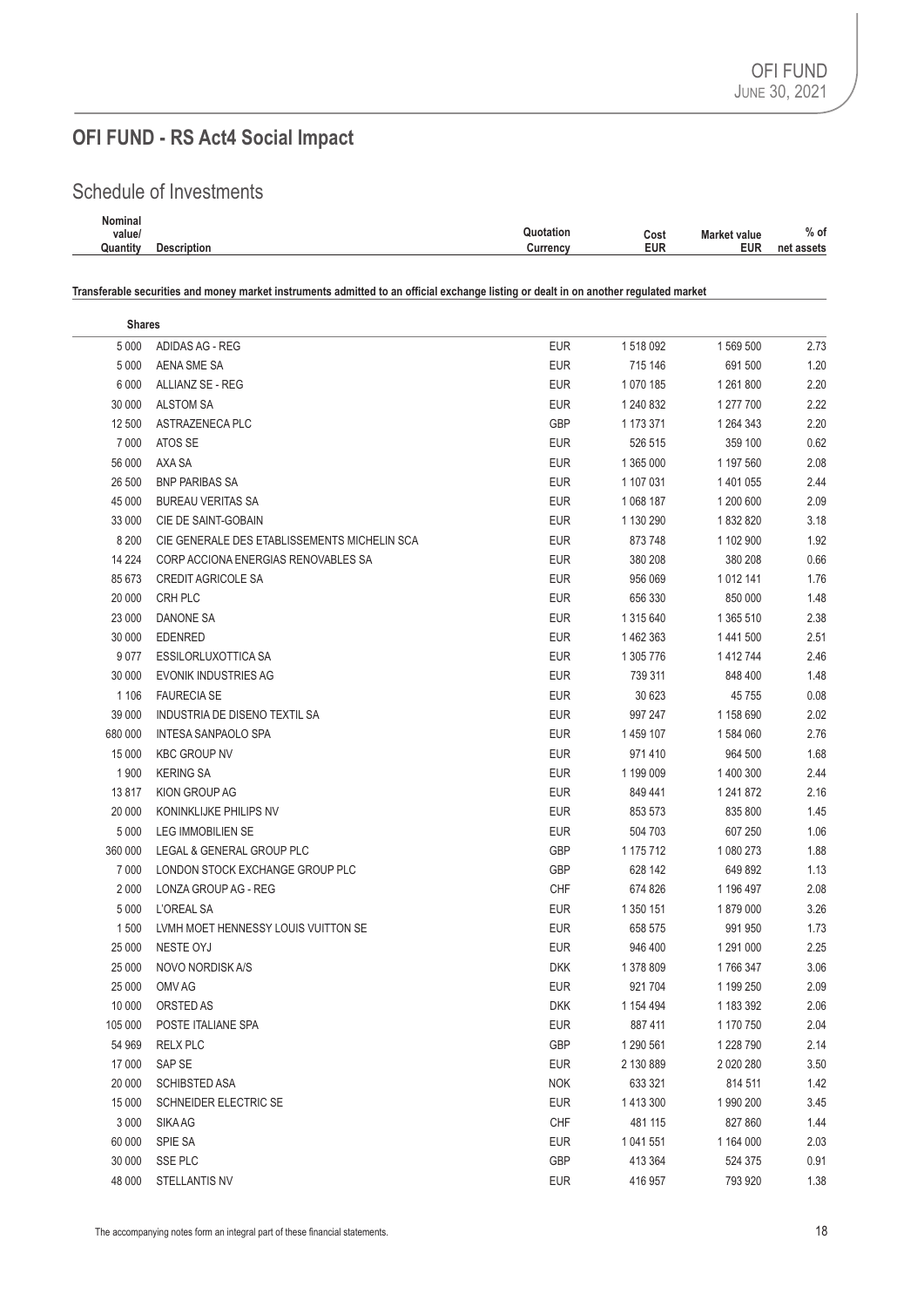# OFI FUND - RS Act4 Social Impact

## Schedule of Investments

| Nominal value/ Quantity | Description | Quotation Currency | Cost EUR | Market value EUR | % of net assets |
|---|---|---|---|---|---|
| **Transferable securities and money market instruments admitted to an official exchange listing or dealt in on another regulated market** | | | | | |
| **Shares** | | | | | |
| 5 000 | ADIDAS AG - REG | EUR | 1 518 092 | 1 569 500 | 2.73 |
| 5 000 | AENA SME SA | EUR | 715 146 | 691 500 | 1.20 |
| 6 000 | ALLIANZ SE - REG | EUR | 1 070 185 | 1 261 800 | 2.20 |
| 30 000 | ALSTOM SA | EUR | 1 240 832 | 1 277 700 | 2.22 |
| 12 500 | ASTRAZENECA PLC | GBP | 1 173 371 | 1 264 343 | 2.20 |
| 7 000 | ATOS SE | EUR | 526 515 | 359 100 | 0.62 |
| 56 000 | AXA SA | EUR | 1 365 000 | 1 197 560 | 2.08 |
| 26 500 | BNP PARIBAS SA | EUR | 1 107 031 | 1 401 055 | 2.44 |
| 45 000 | BUREAU VERITAS SA | EUR | 1 068 187 | 1 200 600 | 2.09 |
| 33 000 | CIE DE SAINT-GOBAIN | EUR | 1 130 290 | 1 832 820 | 3.18 |
| 8 200 | CIE GENERALE DES ETABLISSEMENTS MICHELIN SCA | EUR | 873 748 | 1 102 900 | 1.92 |
| 14 224 | CORP ACCIONA ENERGIAS RENOVABLES SA | EUR | 380 208 | 380 208 | 0.66 |
| 85 673 | CREDIT AGRICOLE SA | EUR | 956 069 | 1 012 141 | 1.76 |
| 20 000 | CRH PLC | EUR | 656 330 | 850 000 | 1.48 |
| 23 000 | DANONE SA | EUR | 1 315 640 | 1 365 510 | 2.38 |
| 30 000 | EDENRED | EUR | 1 462 363 | 1 441 500 | 2.51 |
| 9 077 | ESSILORLUXOTTICA SA | EUR | 1 305 776 | 1 412 744 | 2.46 |
| 30 000 | EVONIK INDUSTRIES AG | EUR | 739 311 | 848 400 | 1.48 |
| 1 106 | FAURECIA SE | EUR | 30 623 | 45 755 | 0.08 |
| 39 000 | INDUSTRIA DE DISENO TEXTIL SA | EUR | 997 247 | 1 158 690 | 2.02 |
| 680 000 | INTESA SANPAOLO SPA | EUR | 1 459 107 | 1 584 060 | 2.76 |
| 15 000 | KBC GROUP NV | EUR | 971 410 | 964 500 | 1.68 |
| 1 900 | KERING SA | EUR | 1 199 009 | 1 400 300 | 2.44 |
| 13 817 | KION GROUP AG | EUR | 849 441 | 1 241 872 | 2.16 |
| 20 000 | KONINKLIJKE PHILIPS NV | EUR | 853 573 | 835 800 | 1.45 |
| 5 000 | LEG IMMOBILIEN SE | EUR | 504 703 | 607 250 | 1.06 |
| 360 000 | LEGAL & GENERAL GROUP PLC | GBP | 1 175 712 | 1 080 273 | 1.88 |
| 7 000 | LONDON STOCK EXCHANGE GROUP PLC | GBP | 628 142 | 649 892 | 1.13 |
| 2 000 | LONZA GROUP AG - REG | CHF | 674 826 | 1 196 497 | 2.08 |
| 5 000 | L'OREAL SA | EUR | 1 350 151 | 1 879 000 | 3.26 |
| 1 500 | LVMH MOET HENNESSY LOUIS VUITTON SE | EUR | 658 575 | 991 950 | 1.73 |
| 25 000 | NESTE OYJ | EUR | 946 400 | 1 291 000 | 2.25 |
| 25 000 | NOVO NORDISK A/S | DKK | 1 378 809 | 1 766 347 | 3.06 |
| 25 000 | OMV AG | EUR | 921 704 | 1 199 250 | 2.09 |
| 10 000 | ORSTED AS | DKK | 1 154 494 | 1 183 392 | 2.06 |
| 105 000 | POSTE ITALIANE SPA | EUR | 887 411 | 1 170 750 | 2.04 |
| 54 969 | RELX PLC | GBP | 1 290 561 | 1 228 790 | 2.14 |
| 17 000 | SAP SE | EUR | 2 130 889 | 2 020 280 | 3.50 |
| 20 000 | SCHIBSTED ASA | NOK | 633 321 | 814 511 | 1.42 |
| 15 000 | SCHNEIDER ELECTRIC SE | EUR | 1 413 300 | 1 990 200 | 3.45 |
| 3 000 | SIKA AG | CHF | 481 115 | 827 860 | 1.44 |
| 60 000 | SPIE SA | EUR | 1 041 551 | 1 164 000 | 2.03 |
| 30 000 | SSE PLC | GBP | 413 364 | 524 375 | 0.91 |
| 48 000 | STELLANTIS NV | EUR | 416 957 | 793 920 | 1.38 |

The accompanying notes form an integral part of these financial statements.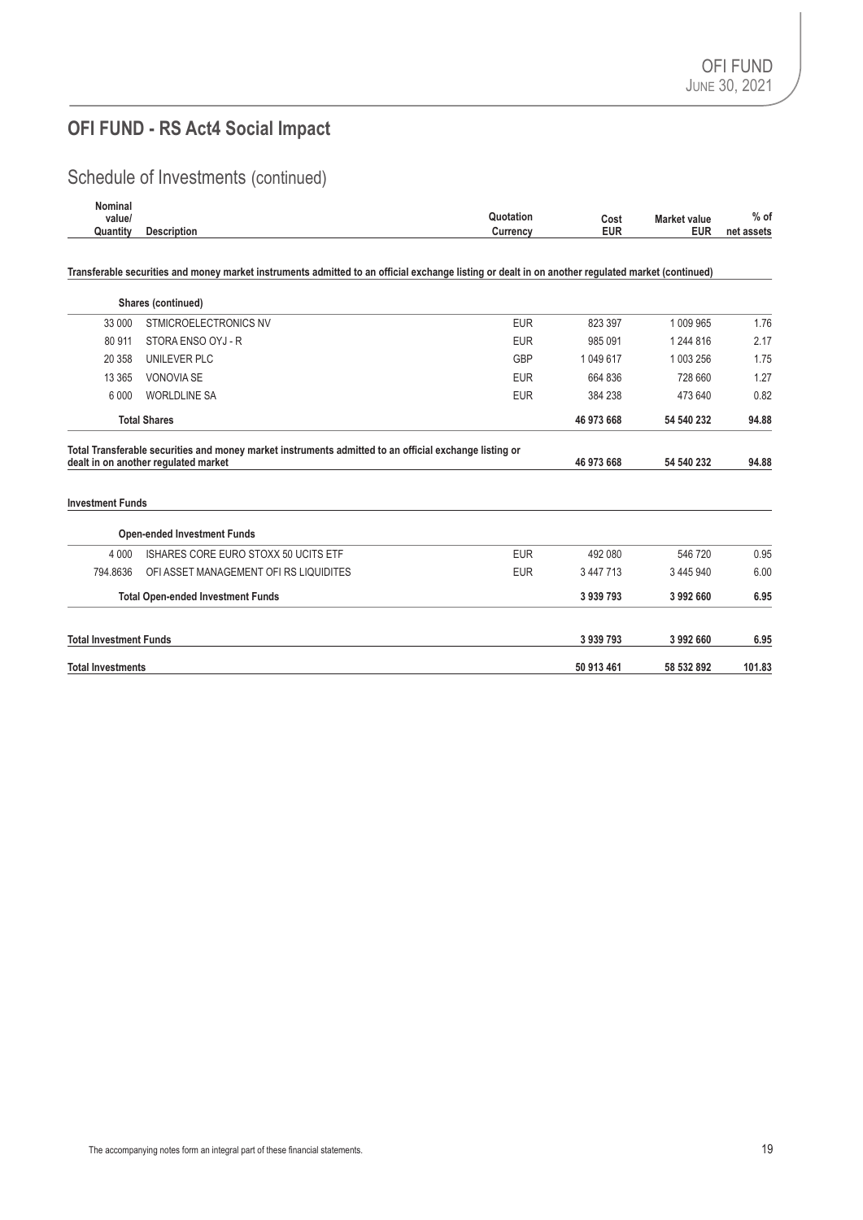## OFI FUND - RS Act4 Social Impact

# Schedule of Investments (continued)

| Nominal value/ Quantity | Description | Quotation Currency | Cost EUR | Market value EUR | % of net assets |
|---|---|---|---|---|---|
| **Transferable securities and money market instruments admitted to an official exchange listing or dealt in on another regulated market (continued)** | | | | | |
| | **Shares (continued)** | | | | |
| 33 000 | STMICROELECTRONICS NV | EUR | 823 397 | 1 009 965 | 1.76 |
| 80 911 | STORA ENSO OYJ - R | EUR | 985 091 | 1 244 816 | 2.17 |
| 20 358 | UNILEVER PLC | GBP | 1 049 617 | 1 003 256 | 1.75 |
| 13 365 | VONOVIA SE | EUR | 664 836 | 728 660 | 1.27 |
| 6 000 | WORLDLINE SA | EUR | 384 238 | 473 640 | 0.82 |
| | **Total Shares** | | **46 973 668** | **54 540 232** | **94.88** |
| **Total Transferable securities and money market instruments admitted to an official exchange listing or dealt in on another regulated market** | | | **46 973 668** | **54 540 232** | **94.88** |
| **Investment Funds** | | | | | |
| | **Open-ended Investment Funds** | | | | |
| 4 000 | ISHARES CORE EURO STOXX 50 UCITS ETF | EUR | 492 080 | 546 720 | 0.95 |
| 794.8636 | OFI ASSET MANAGEMENT OFI RS LIQUIDITES | EUR | 3 447 713 | 3 445 940 | 6.00 |
| | **Total Open-ended Investment Funds** | | **3 939 793** | **3 992 660** | **6.95** |
| **Total Investment Funds** | | | **3 939 793** | **3 992 660** | **6.95** |
| **Total Investments** | | | **50 913 461** | **58 532 892** | **101.83** |

The accompanying notes form an integral part of these financial statements.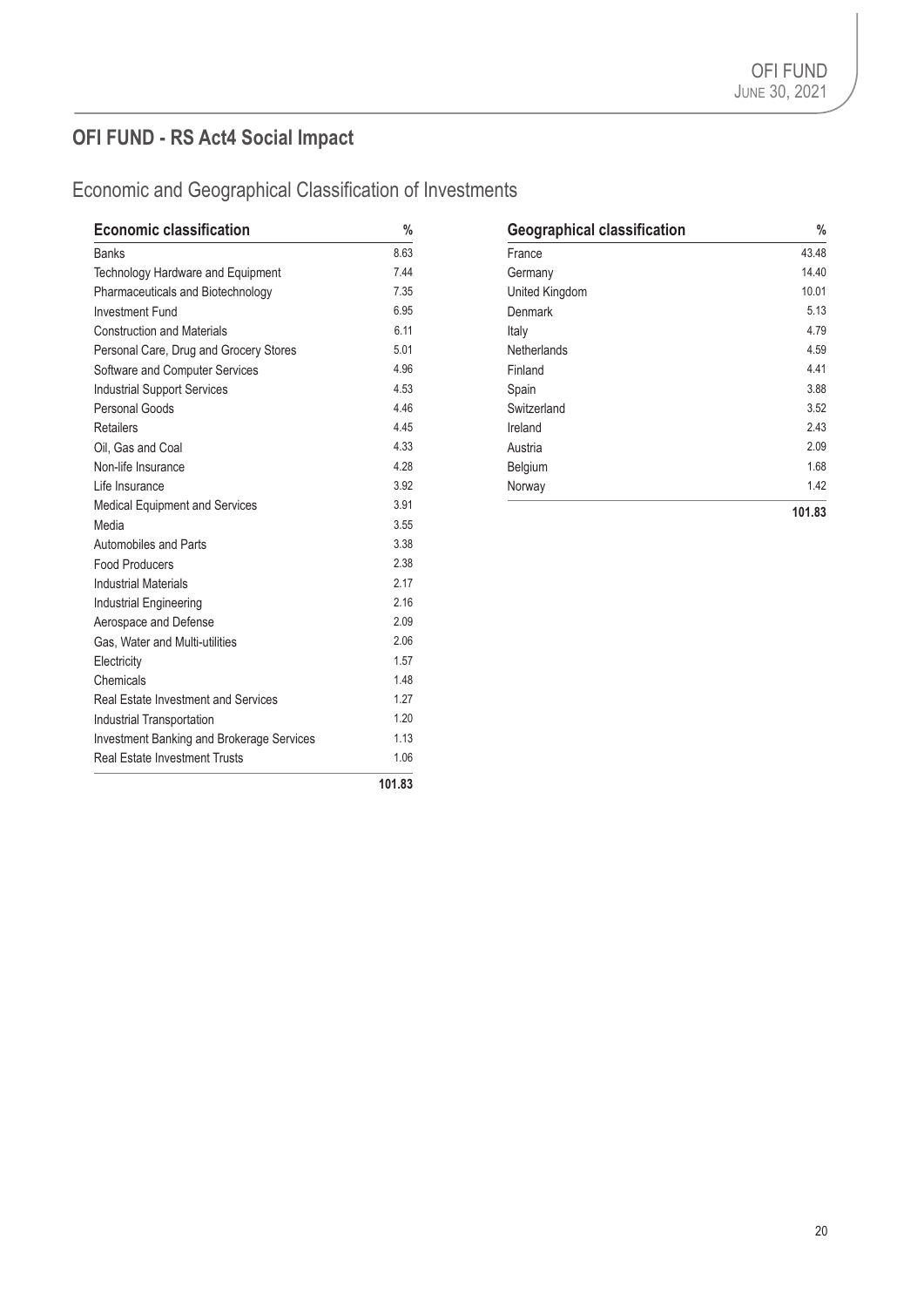## OFI FUND - RS Act4 Social Impact

### Economic and Geographical Classification of Investments

| Economic classification | % |
|---|---|
| Banks | 8.63 |
| Technology Hardware and Equipment | 7.44 |
| Pharmaceuticals and Biotechnology | 7.35 |
| Investment Fund | 6.95 |
| Construction and Materials | 6.11 |
| Personal Care, Drug and Grocery Stores | 5.01 |
| Software and Computer Services | 4.96 |
| Industrial Support Services | 4.53 |
| Personal Goods | 4.46 |
| Retailers | 4.45 |
| Oil, Gas and Coal | 4.33 |
| Non-life Insurance | 4.28 |
| Life Insurance | 3.92 |
| Medical Equipment and Services | 3.91 |
| Media | 3.55 |
| Automobiles and Parts | 3.38 |
| Food Producers | 2.38 |
| Industrial Materials | 2.17 |
| Industrial Engineering | 2.16 |
| Aerospace and Defense | 2.09 |
| Gas, Water and Multi-utilities | 2.06 |
| Electricity | 1.57 |
| Chemicals | 1.48 |
| Real Estate Investment and Services | 1.27 |
| Industrial Transportation | 1.20 |
| Investment Banking and Brokerage Services | 1.13 |
| Real Estate Investment Trusts | 1.06 |
| | **101.83** |

| Geographical classification | % |
|---|---|
| France | 43.48 |
| Germany | 14.40 |
| United Kingdom | 10.01 |
| Denmark | 5.13 |
| Italy | 4.79 |
| Netherlands | 4.59 |
| Finland | 4.41 |
| Spain | 3.88 |
| Switzerland | 3.52 |
| Ireland | 2.43 |
| Austria | 2.09 |
| Belgium | 1.68 |
| Norway | 1.42 |
| | **101.83** |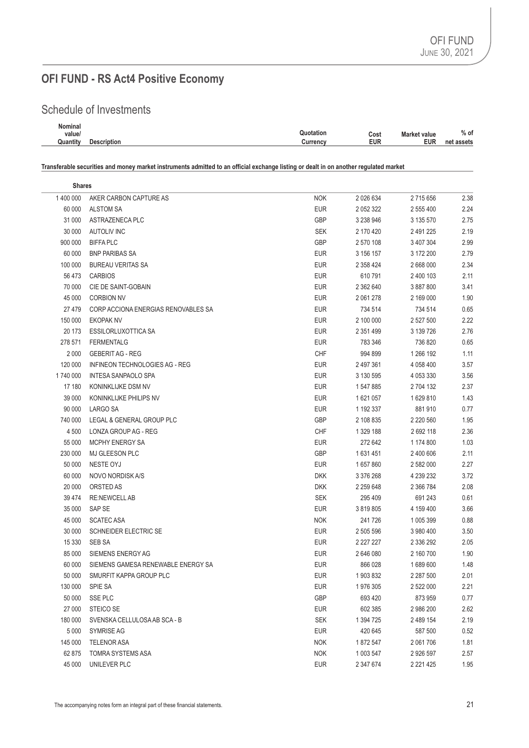# OFI FUND - RS Act4 Positive Economy

## Schedule of Investments

| Nominal value/ Quantity | Description | Quotation Currency | Cost EUR | Market value EUR | % of net assets |
|---|---|---|---|---|---|
| **Transferable securities and money market instruments admitted to an official exchange listing or dealt in on another regulated market** | | | | | |
| **Shares** | | | | | |
| 1 400 000 | AKER CARBON CAPTURE AS | NOK | 2 026 634 | 2 715 656 | 2.38 |
| 60 000 | ALSTOM SA | EUR | 2 052 322 | 2 555 400 | 2.24 |
| 31 000 | ASTRAZENECA PLC | GBP | 3 238 946 | 3 135 570 | 2.75 |
| 30 000 | AUTOLIV INC | SEK | 2 170 420 | 2 491 225 | 2.19 |
| 900 000 | BIFFA PLC | GBP | 2 570 108 | 3 407 304 | 2.99 |
| 60 000 | BNP PARIBAS SA | EUR | 3 156 157 | 3 172 200 | 2.79 |
| 100 000 | BUREAU VERITAS SA | EUR | 2 358 424 | 2 668 000 | 2.34 |
| 56 473 | CARBIOS | EUR | 610 791 | 2 400 103 | 2.11 |
| 70 000 | CIE DE SAINT-GOBAIN | EUR | 2 362 640 | 3 887 800 | 3.41 |
| 45 000 | CORBION NV | EUR | 2 061 278 | 2 169 000 | 1.90 |
| 27 479 | CORP ACCIONA ENERGIAS RENOVABLES SA | EUR | 734 514 | 734 514 | 0.65 |
| 150 000 | EKOPAK NV | EUR | 2 100 000 | 2 527 500 | 2.22 |
| 20 173 | ESSILORLUXOTTICA SA | EUR | 2 351 499 | 3 139 726 | 2.76 |
| 278 571 | FERMENTALG | EUR | 783 346 | 736 820 | 0.65 |
| 2 000 | GEBERIT AG - REG | CHF | 994 899 | 1 266 192 | 1.11 |
| 120 000 | INFINEON TECHNOLOGIES AG - REG | EUR | 2 497 361 | 4 058 400 | 3.57 |
| 1 740 000 | INTESA SANPAOLO SPA | EUR | 3 130 595 | 4 053 330 | 3.56 |
| 17 180 | KONINKLIJKE DSM NV | EUR | 1 547 885 | 2 704 132 | 2.37 |
| 39 000 | KONINKLIJKE PHILIPS NV | EUR | 1 621 057 | 1 629 810 | 1.43 |
| 90 000 | LARGO SA | EUR | 1 192 337 | 881 910 | 0.77 |
| 740 000 | LEGAL & GENERAL GROUP PLC | GBP | 2 108 835 | 2 220 560 | 1.95 |
| 4 500 | LONZA GROUP AG - REG | CHF | 1 329 188 | 2 692 118 | 2.36 |
| 55 000 | MCPHY ENERGY SA | EUR | 272 642 | 1 174 800 | 1.03 |
| 230 000 | MJ GLEESON PLC | GBP | 1 631 451 | 2 400 606 | 2.11 |
| 50 000 | NESTE OYJ | EUR | 1 657 860 | 2 582 000 | 2.27 |
| 60 000 | NOVO NORDISK A/S | DKK | 3 376 268 | 4 239 232 | 3.72 |
| 20 000 | ORSTED AS | DKK | 2 259 648 | 2 366 784 | 2.08 |
| 39 474 | RE:NEWCELL AB | SEK | 295 409 | 691 243 | 0.61 |
| 35 000 | SAP SE | EUR | 3 819 805 | 4 159 400 | 3.66 |
| 45 000 | SCATEC ASA | NOK | 241 726 | 1 005 399 | 0.88 |
| 30 000 | SCHNEIDER ELECTRIC SE | EUR | 2 505 596 | 3 980 400 | 3.50 |
| 15 330 | SEB SA | EUR | 2 227 227 | 2 336 292 | 2.05 |
| 85 000 | SIEMENS ENERGY AG | EUR | 2 646 080 | 2 160 700 | 1.90 |
| 60 000 | SIEMENS GAMESA RENEWABLE ENERGY SA | EUR | 866 028 | 1 689 600 | 1.48 |
| 50 000 | SMURFIT KAPPA GROUP PLC | EUR | 1 903 832 | 2 287 500 | 2.01 |
| 130 000 | SPIE SA | EUR | 1 976 305 | 2 522 000 | 2.21 |
| 50 000 | SSE PLC | GBP | 693 420 | 873 959 | 0.77 |
| 27 000 | STEICO SE | EUR | 602 385 | 2 986 200 | 2.62 |
| 180 000 | SVENSKA CELLULOSA AB SCA - B | SEK | 1 394 725 | 2 489 154 | 2.19 |
| 5 000 | SYMRISE AG | EUR | 420 645 | 587 500 | 0.52 |
| 145 000 | TELENOR ASA | NOK | 1 872 547 | 2 061 706 | 1.81 |
| 62 875 | TOMRA SYSTEMS ASA | NOK | 1 003 547 | 2 926 597 | 2.57 |
| 45 000 | UNILEVER PLC | EUR | 2 347 674 | 2 221 425 | 1.95 |

The accompanying notes form an integral part of these financial statements.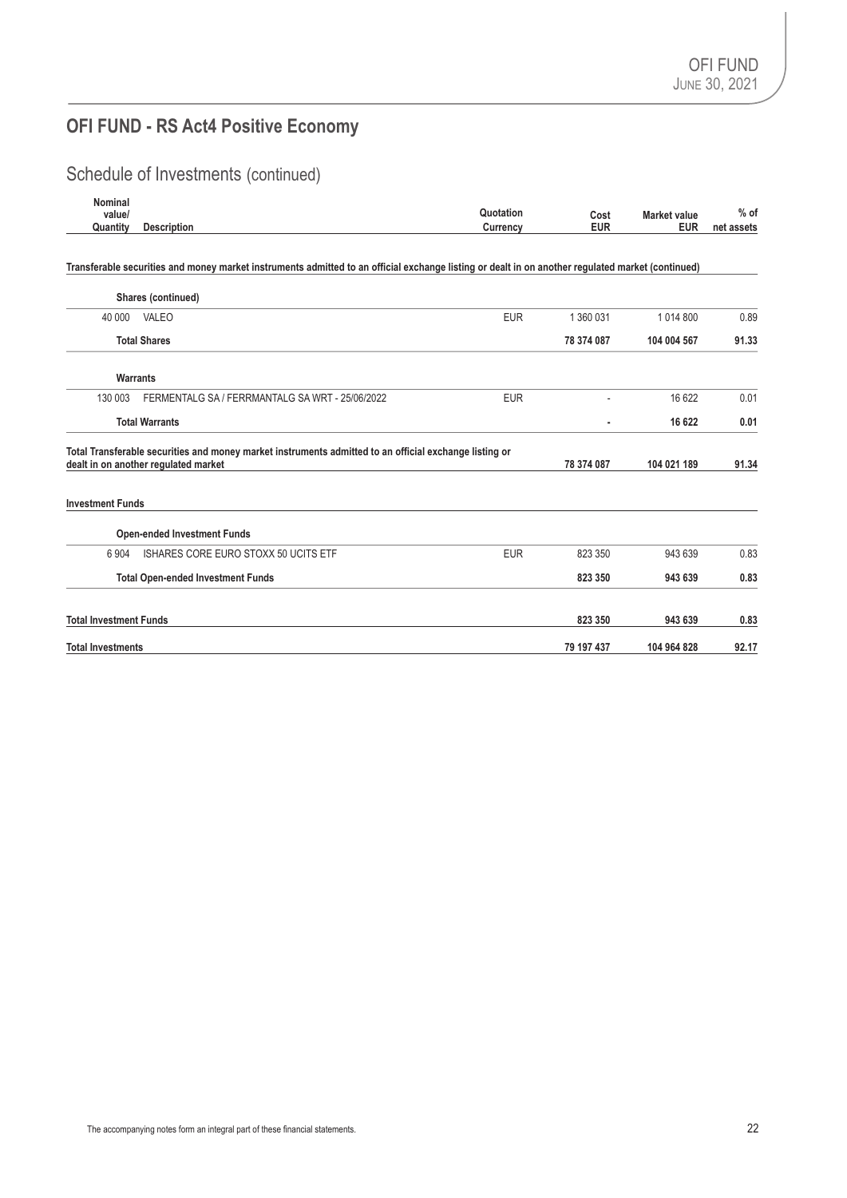## OFI FUND - RS Act4 Positive Economy

# Schedule of Investments (continued)

| Nominal value/ Quantity | Description | Quotation Currency | Cost EUR | Market value EUR | % of net assets |
|---|---|---|---|---|---|
| **Transferable securities and money market instruments admitted to an official exchange listing or dealt in on another regulated market (continued)** | | | | | |
| | **Shares (continued)** | | | | |
| 40 000 | VALEO | EUR | 1 360 031 | 1 014 800 | 0.89 |
| | **Total Shares** | | **78 374 087** | **104 004 567** | **91.33** |
| | **Warrants** | | | | |
| 130 003 | FERMENTALG SA / FERRMANTALG SA WRT - 25/06/2022 | EUR | - | 16 622 | 0.01 |
| | **Total Warrants** | | **-** | **16 622** | **0.01** |
| **Total Transferable securities and money market instruments admitted to an official exchange listing or dealt in on another regulated market** | | | **78 374 087** | **104 021 189** | **91.34** |
| **Investment Funds** | | | | | |
| | **Open-ended Investment Funds** | | | | |
| 6 904 | ISHARES CORE EURO STOXX 50 UCITS ETF | EUR | 823 350 | 943 639 | 0.83 |
| | **Total Open-ended Investment Funds** | | **823 350** | **943 639** | **0.83** |
| **Total Investment Funds** | | | **823 350** | **943 639** | **0.83** |
| **Total Investments** | | | **79 197 437** | **104 964 828** | **92.17** |

The accompanying notes form an integral part of these financial statements.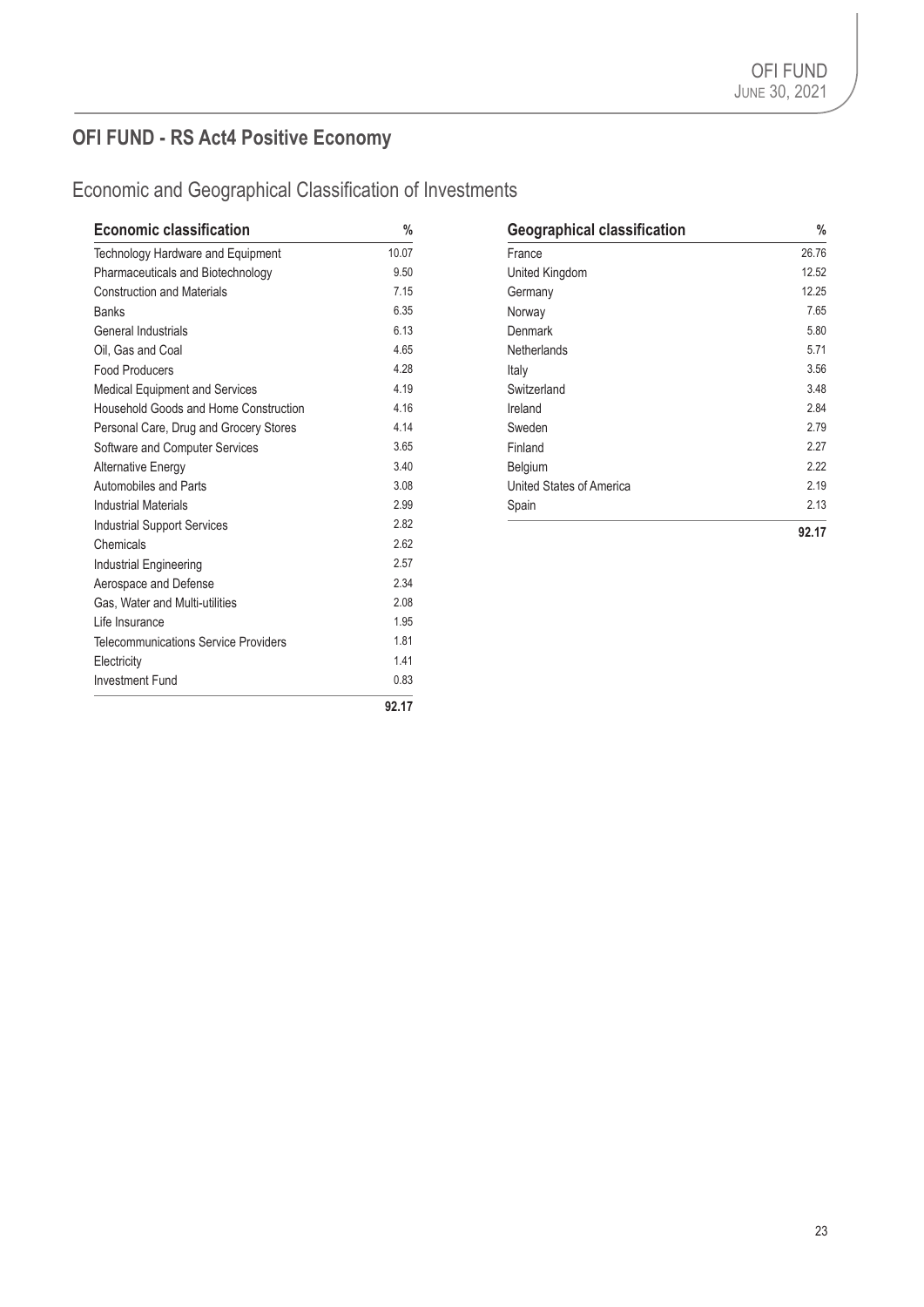## OFI FUND - RS Act4 Positive Economy

### Economic and Geographical Classification of Investments

| Economic classification | % |
|---|---|
| Technology Hardware and Equipment | 10.07 |
| Pharmaceuticals and Biotechnology | 9.50 |
| Construction and Materials | 7.15 |
| Banks | 6.35 |
| General Industrials | 6.13 |
| Oil, Gas and Coal | 4.65 |
| Food Producers | 4.28 |
| Medical Equipment and Services | 4.19 |
| Household Goods and Home Construction | 4.16 |
| Personal Care, Drug and Grocery Stores | 4.14 |
| Software and Computer Services | 3.65 |
| Alternative Energy | 3.40 |
| Automobiles and Parts | 3.08 |
| Industrial Materials | 2.99 |
| Industrial Support Services | 2.82 |
| Chemicals | 2.62 |
| Industrial Engineering | 2.57 |
| Aerospace and Defense | 2.34 |
| Gas, Water and Multi-utilities | 2.08 |
| Life Insurance | 1.95 |
| Telecommunications Service Providers | 1.81 |
| Electricity | 1.41 |
| Investment Fund | 0.83 |
| | **92.17** |

| Geographical classification | % |
|---|---|
| France | 26.76 |
| United Kingdom | 12.52 |
| Germany | 12.25 |
| Norway | 7.65 |
| Denmark | 5.80 |
| Netherlands | 5.71 |
| Italy | 3.56 |
| Switzerland | 3.48 |
| Ireland | 2.84 |
| Sweden | 2.79 |
| Finland | 2.27 |
| Belgium | 2.22 |
| United States of America | 2.19 |
| Spain | 2.13 |
| | **92.17** |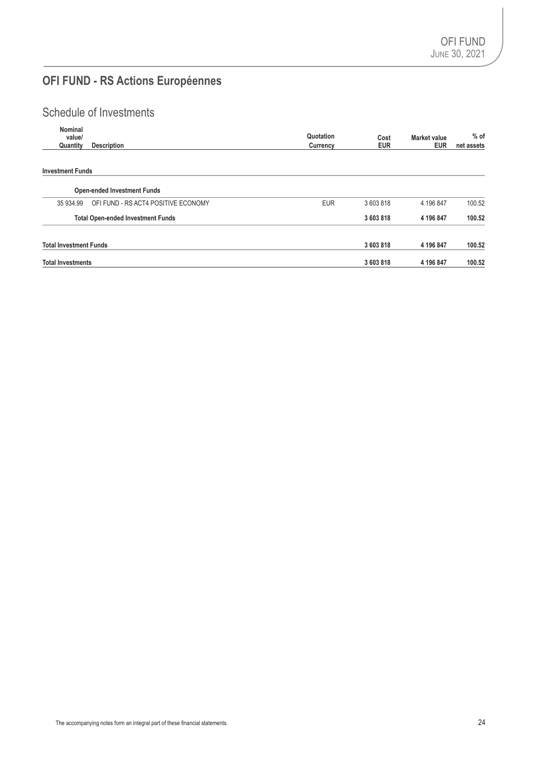# OFI FUND - RS Actions Européennes

## Schedule of Investments

| Nominal value/ Quantity | Description | Quotation Currency | Cost EUR | Market value EUR | % of net assets |
|---|---|---|---|---|---|
| **Investment Funds** | | | | | |
| | **Open-ended Investment Funds** | | | | |
| 35 934.99 | OFI FUND - RS ACT4 POSITIVE ECONOMY | EUR | 3 603 818 | 4 196 847 | 100.52 |
| | **Total Open-ended Investment Funds** | | **3 603 818** | **4 196 847** | **100.52** |
| **Total Investment Funds** | | | **3 603 818** | **4 196 847** | **100.52** |
| **Total Investments** | | | **3 603 818** | **4 196 847** | **100.52** |

The accompanying notes form an integral part of these financial statements.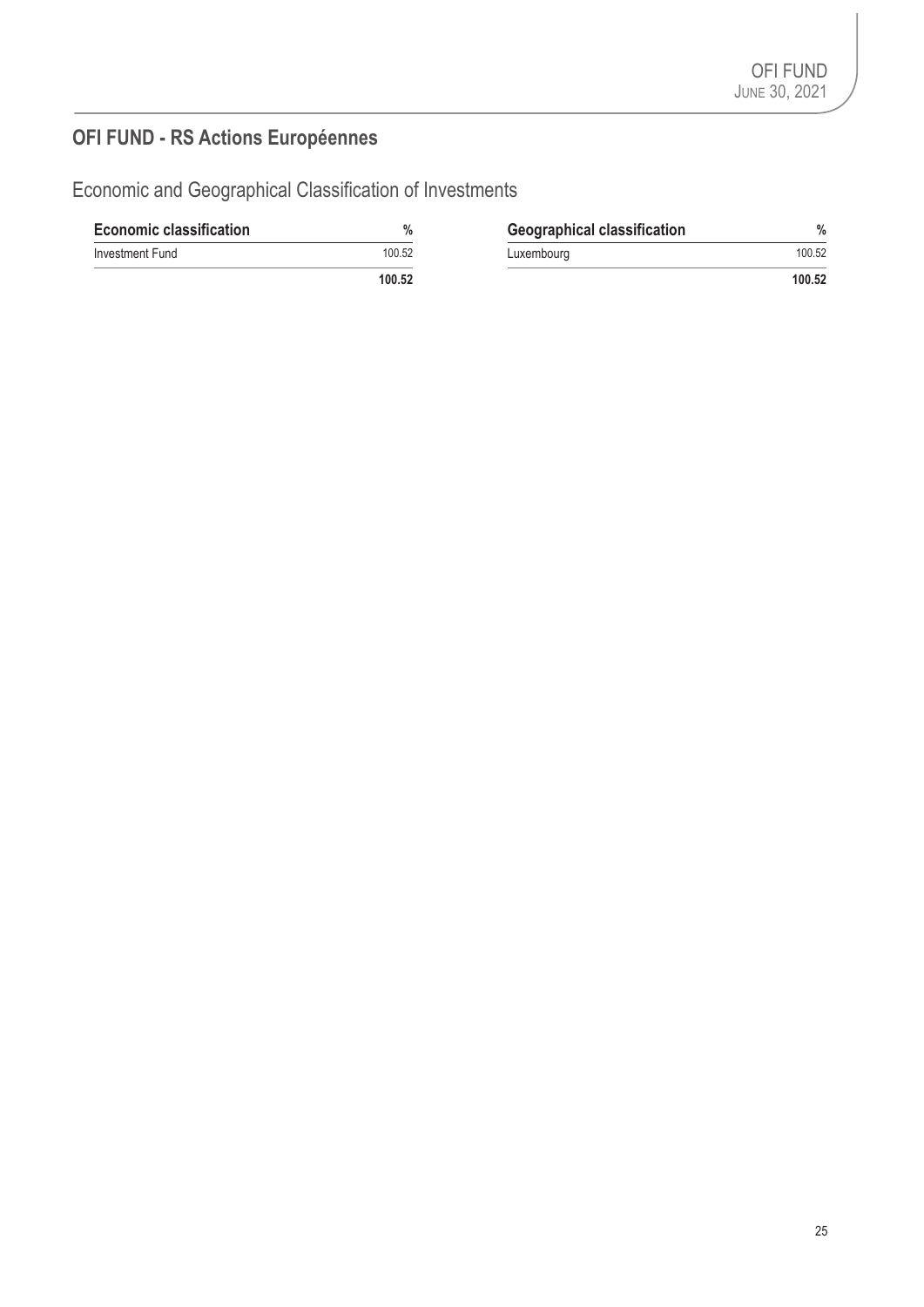## OFI FUND - RS Actions Européennes

### Economic and Geographical Classification of Investments

| Economic classification | % |
|---|---|
| Investment Fund | 100.52 |
| | **100.52** |

| Geographical classification | % |
|---|---|
| Luxembourg | 100.52 |
| | **100.52** |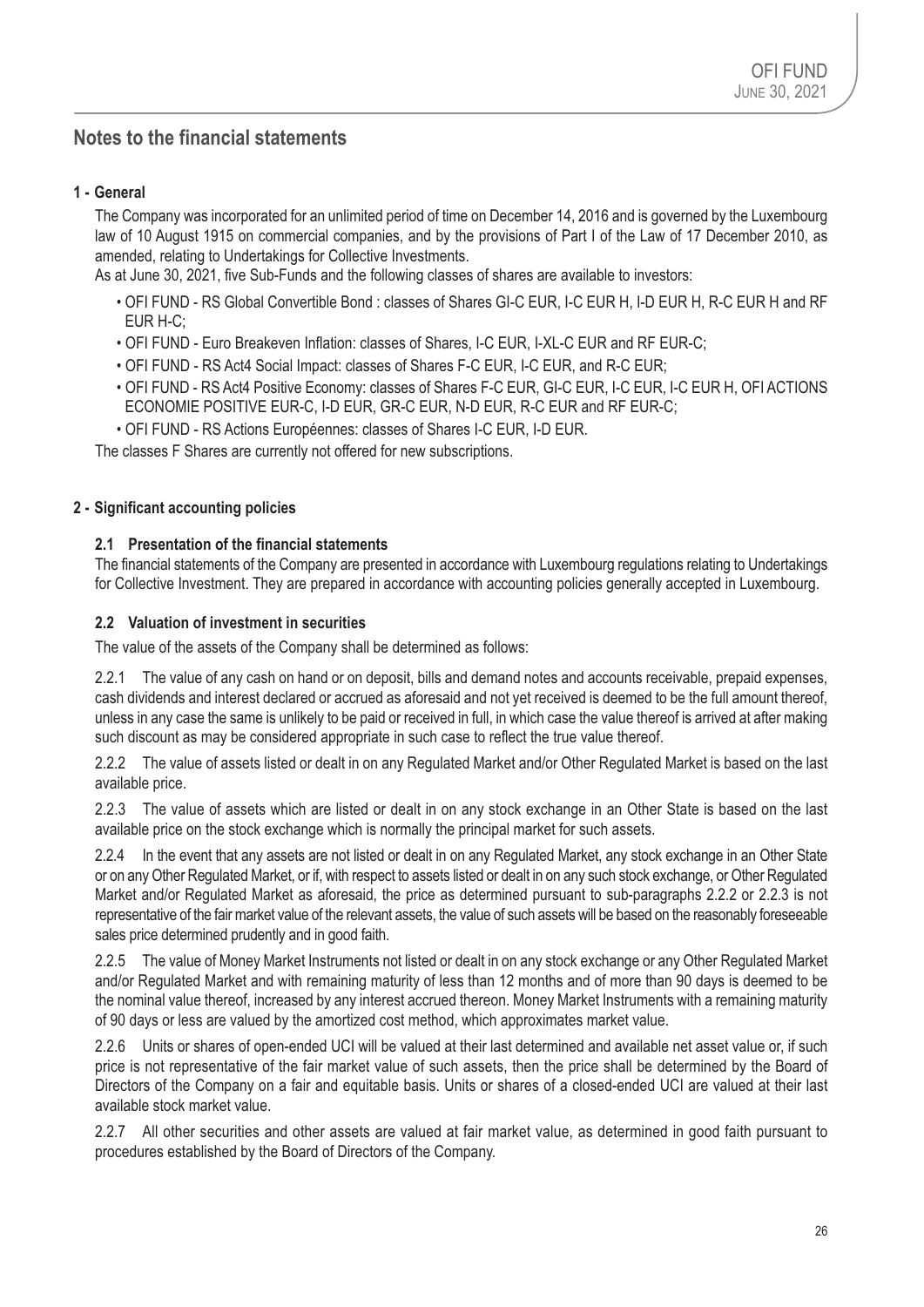# Notes to the financial statements

## 1 - General

The Company was incorporated for an unlimited period of time on December 14, 2016 and is governed by the Luxembourg law of 10 August 1915 on commercial companies, and by the provisions of Part I of the Law of 17 December 2010, as amended, relating to Undertakings for Collective Investments.

As at June 30, 2021, five Sub-Funds and the following classes of shares are available to investors:

- OFI FUND - RS Global Convertible Bond : classes of Shares GI-C EUR, I-C EUR H, I-D EUR H, R-C EUR H and RF EUR H-C;
- OFI FUND - Euro Breakeven Inflation: classes of Shares, I-C EUR, I-XL-C EUR and RF EUR-C;
- OFI FUND - RS Act4 Social Impact: classes of Shares F-C EUR, I-C EUR, and R-C EUR;
- OFI FUND - RS Act4 Positive Economy: classes of Shares F-C EUR, GI-C EUR, I-C EUR, I-C EUR H, OFI ACTIONS ECONOMIE POSITIVE EUR-C, I-D EUR, GR-C EUR, N-D EUR, R-C EUR and RF EUR-C;
- OFI FUND - RS Actions Européennes: classes of Shares I-C EUR, I-D EUR.

The classes F Shares are currently not offered for new subscriptions.

## 2 - Significant accounting policies

### 2.1 Presentation of the financial statements

The financial statements of the Company are presented in accordance with Luxembourg regulations relating to Undertakings for Collective Investment. They are prepared in accordance with accounting policies generally accepted in Luxembourg.

### 2.2 Valuation of investment in securities

The value of the assets of the Company shall be determined as follows:

2.2.1 The value of any cash on hand or on deposit, bills and demand notes and accounts receivable, prepaid expenses, cash dividends and interest declared or accrued as aforesaid and not yet received is deemed to be the full amount thereof, unless in any case the same is unlikely to be paid or received in full, in which case the value thereof is arrived at after making such discount as may be considered appropriate in such case to reflect the true value thereof.

2.2.2 The value of assets listed or dealt in on any Regulated Market and/or Other Regulated Market is based on the last available price.

2.2.3 The value of assets which are listed or dealt in on any stock exchange in an Other State is based on the last available price on the stock exchange which is normally the principal market for such assets.

2.2.4 In the event that any assets are not listed or dealt in on any Regulated Market, any stock exchange in an Other State or on any Other Regulated Market, or if, with respect to assets listed or dealt in on any such stock exchange, or Other Regulated Market and/or Regulated Market as aforesaid, the price as determined pursuant to sub-paragraphs 2.2.2 or 2.2.3 is not representative of the fair market value of the relevant assets, the value of such assets will be based on the reasonably foreseeable sales price determined prudently and in good faith.

2.2.5 The value of Money Market Instruments not listed or dealt in on any stock exchange or any Other Regulated Market and/or Regulated Market and with remaining maturity of less than 12 months and of more than 90 days is deemed to be the nominal value thereof, increased by any interest accrued thereon. Money Market Instruments with a remaining maturity of 90 days or less are valued by the amortized cost method, which approximates market value.

2.2.6 Units or shares of open-ended UCI will be valued at their last determined and available net asset value or, if such price is not representative of the fair market value of such assets, then the price shall be determined by the Board of Directors of the Company on a fair and equitable basis. Units or shares of a closed-ended UCI are valued at their last available stock market value.

2.2.7 All other securities and other assets are valued at fair market value, as determined in good faith pursuant to procedures established by the Board of Directors of the Company.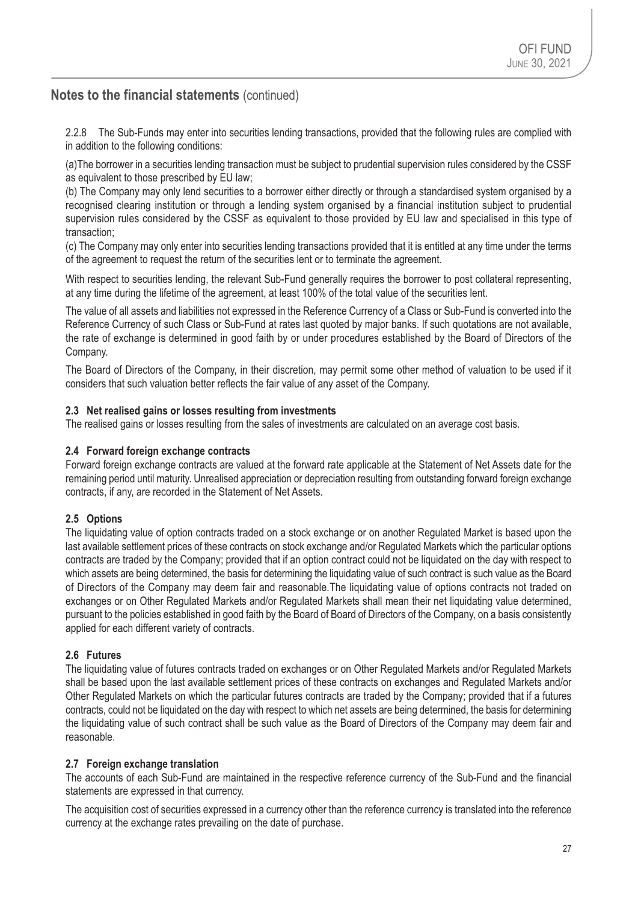## Notes to the financial statements (continued)

2.2.8 The Sub-Funds may enter into securities lending transactions, provided that the following rules are complied with in addition to the following conditions:

(a)The borrower in a securities lending transaction must be subject to prudential supervision rules considered by the CSSF as equivalent to those prescribed by EU law;
(b) The Company may only lend securities to a borrower either directly or through a standardised system organised by a recognised clearing institution or through a lending system organised by a financial institution subject to prudential supervision rules considered by the CSSF as equivalent to those provided by EU law and specialised in this type of transaction;
(c) The Company may only enter into securities lending transactions provided that it is entitled at any time under the terms of the agreement to request the return of the securities lent or to terminate the agreement.

With respect to securities lending, the relevant Sub-Fund generally requires the borrower to post collateral representing, at any time during the lifetime of the agreement, at least 100% of the total value of the securities lent.

The value of all assets and liabilities not expressed in the Reference Currency of a Class or Sub-Fund is converted into the Reference Currency of such Class or Sub-Fund at rates last quoted by major banks. If such quotations are not available, the rate of exchange is determined in good faith by or under procedures established by the Board of Directors of the Company.

The Board of Directors of the Company, in their discretion, may permit some other method of valuation to be used if it considers that such valuation better reflects the fair value of any asset of the Company.

### 2.3 Net realised gains or losses resulting from investments

The realised gains or losses resulting from the sales of investments are calculated on an average cost basis.

### 2.4 Forward foreign exchange contracts

Forward foreign exchange contracts are valued at the forward rate applicable at the Statement of Net Assets date for the remaining period until maturity. Unrealised appreciation or depreciation resulting from outstanding forward foreign exchange contracts, if any, are recorded in the Statement of Net Assets.

### 2.5 Options

The liquidating value of option contracts traded on a stock exchange or on another Regulated Market is based upon the last available settlement prices of these contracts on stock exchange and/or Regulated Markets which the particular options contracts are traded by the Company; provided that if an option contract could not be liquidated on the day with respect to which assets are being determined, the basis for determining the liquidating value of such contract is such value as the Board of Directors of the Company may deem fair and reasonable.The liquidating value of options contracts not traded on exchanges or on Other Regulated Markets and/or Regulated Markets shall mean their net liquidating value determined, pursuant to the policies established in good faith by the Board of Board of Directors of the Company, on a basis consistently applied for each different variety of contracts.

### 2.6 Futures

The liquidating value of futures contracts traded on exchanges or on Other Regulated Markets and/or Regulated Markets shall be based upon the last available settlement prices of these contracts on exchanges and Regulated Markets and/or Other Regulated Markets on which the particular futures contracts are traded by the Company; provided that if a futures contracts, could not be liquidated on the day with respect to which net assets are being determined, the basis for determining the liquidating value of such contract shall be such value as the Board of Directors of the Company may deem fair and reasonable.

### 2.7 Foreign exchange translation

The accounts of each Sub-Fund are maintained in the respective reference currency of the Sub-Fund and the financial statements are expressed in that currency.

The acquisition cost of securities expressed in a currency other than the reference currency is translated into the reference currency at the exchange rates prevailing on the date of purchase.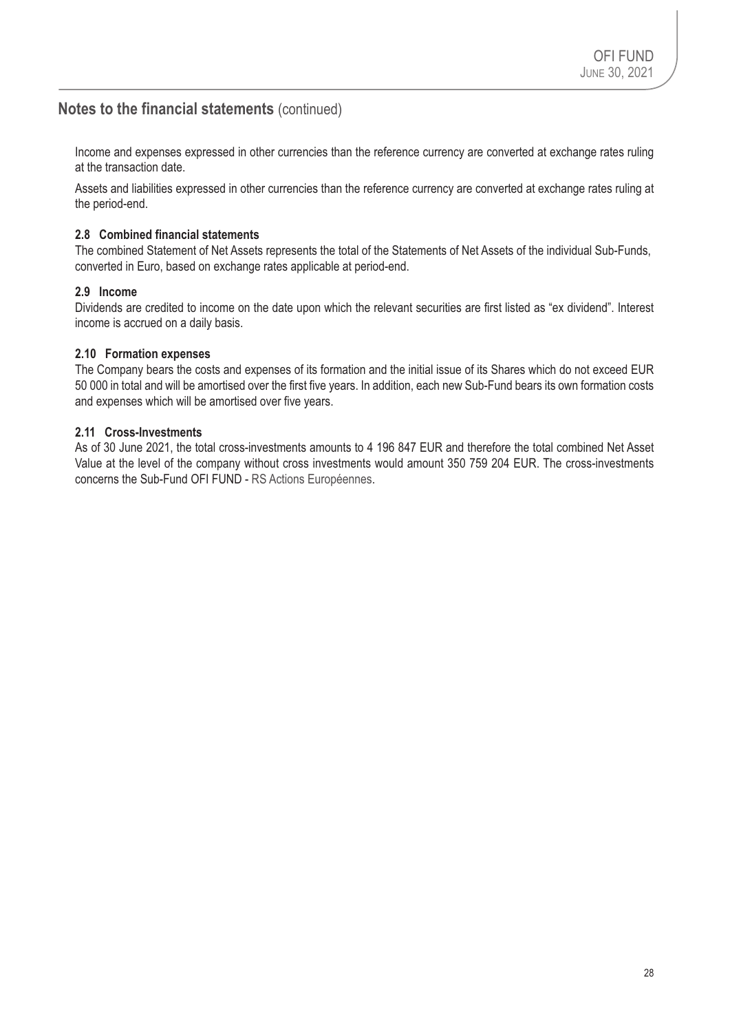## Notes to the financial statements (continued)

Income and expenses expressed in other currencies than the reference currency are converted at exchange rates ruling at the transaction date.

Assets and liabilities expressed in other currencies than the reference currency are converted at exchange rates ruling at the period-end.

### 2.8 Combined financial statements

The combined Statement of Net Assets represents the total of the Statements of Net Assets of the individual Sub-Funds, converted in Euro, based on exchange rates applicable at period-end.

### 2.9 Income

Dividends are credited to income on the date upon which the relevant securities are first listed as "ex dividend". Interest income is accrued on a daily basis.

### 2.10 Formation expenses

The Company bears the costs and expenses of its formation and the initial issue of its Shares which do not exceed EUR 50 000 in total and will be amortised over the first five years. In addition, each new Sub-Fund bears its own formation costs and expenses which will be amortised over five years.

### 2.11 Cross-Investments

As of 30 June 2021, the total cross-investments amounts to 4 196 847 EUR and therefore the total combined Net Asset Value at the level of the company without cross investments would amount 350 759 204 EUR. The cross-investments concerns the Sub-Fund OFI FUND - RS Actions Européennes.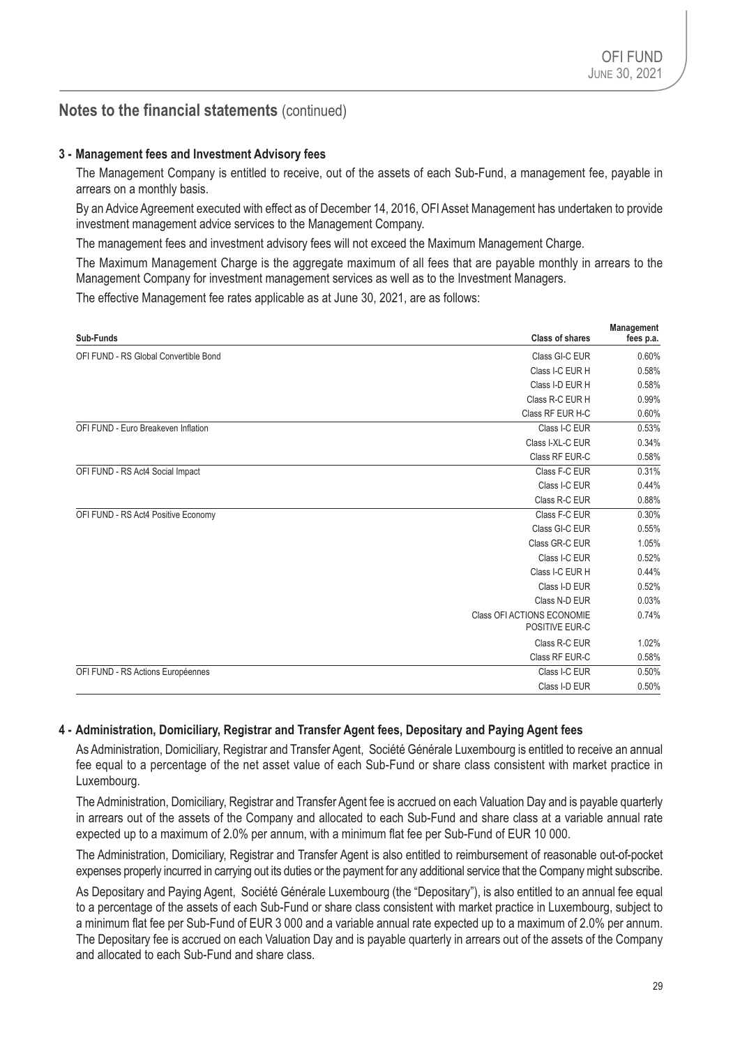## Notes to the financial statements (continued)

### 3 - Management fees and Investment Advisory fees

The Management Company is entitled to receive, out of the assets of each Sub-Fund, a management fee, payable in arrears on a monthly basis.

By an Advice Agreement executed with effect as of December 14, 2016, OFI Asset Management has undertaken to provide investment management advice services to the Management Company.

The management fees and investment advisory fees will not exceed the Maximum Management Charge.

The Maximum Management Charge is the aggregate maximum of all fees that are payable monthly in arrears to the Management Company for investment management services as well as to the Investment Managers.

The effective Management fee rates applicable as at June 30, 2021, are as follows:

| Sub-Funds | Class of shares | Management fees p.a. |
|---|---|---|
| OFI FUND - RS Global Convertible Bond | Class GI-C EUR | 0.60% |
| | Class I-C EUR H | 0.58% |
| | Class I-D EUR H | 0.58% |
| | Class R-C EUR H | 0.99% |
| | Class RF EUR H-C | 0.60% |
| OFI FUND - Euro Breakeven Inflation | Class I-C EUR | 0.53% |
| | Class I-XL-C EUR | 0.34% |
| | Class RF EUR-C | 0.58% |
| OFI FUND - RS Act4 Social Impact | Class F-C EUR | 0.31% |
| | Class I-C EUR | 0.44% |
| | Class R-C EUR | 0.88% |
| OFI FUND - RS Act4 Positive Economy | Class F-C EUR | 0.30% |
| | Class GI-C EUR | 0.55% |
| | Class GR-C EUR | 1.05% |
| | Class I-C EUR | 0.52% |
| | Class I-C EUR H | 0.44% |
| | Class I-D EUR | 0.52% |
| | Class N-D EUR | 0.03% |
| | Class OFI ACTIONS ECONOMIE POSITIVE EUR-C | 0.74% |
| | Class R-C EUR | 1.02% |
| | Class RF EUR-C | 0.58% |
| OFI FUND - RS Actions Européennes | Class I-C EUR | 0.50% |
| | Class I-D EUR | 0.50% |

### 4 - Administration, Domiciliary, Registrar and Transfer Agent fees, Depositary and Paying Agent fees

As Administration, Domiciliary, Registrar and Transfer Agent, Société Générale Luxembourg is entitled to receive an annual fee equal to a percentage of the net asset value of each Sub-Fund or share class consistent with market practice in Luxembourg.

The Administration, Domiciliary, Registrar and Transfer Agent fee is accrued on each Valuation Day and is payable quarterly in arrears out of the assets of the Company and allocated to each Sub-Fund and share class at a variable annual rate expected up to a maximum of 2.0% per annum, with a minimum flat fee per Sub-Fund of EUR 10 000.

The Administration, Domiciliary, Registrar and Transfer Agent is also entitled to reimbursement of reasonable out-of-pocket expenses properly incurred in carrying out its duties or the payment for any additional service that the Company might subscribe.

As Depositary and Paying Agent, Société Générale Luxembourg (the "Depositary"), is also entitled to an annual fee equal to a percentage of the assets of each Sub-Fund or share class consistent with market practice in Luxembourg, subject to a minimum flat fee per Sub-Fund of EUR 3 000 and a variable annual rate expected up to a maximum of 2.0% per annum. The Depositary fee is accrued on each Valuation Day and is payable quarterly in arrears out of the assets of the Company and allocated to each Sub-Fund and share class.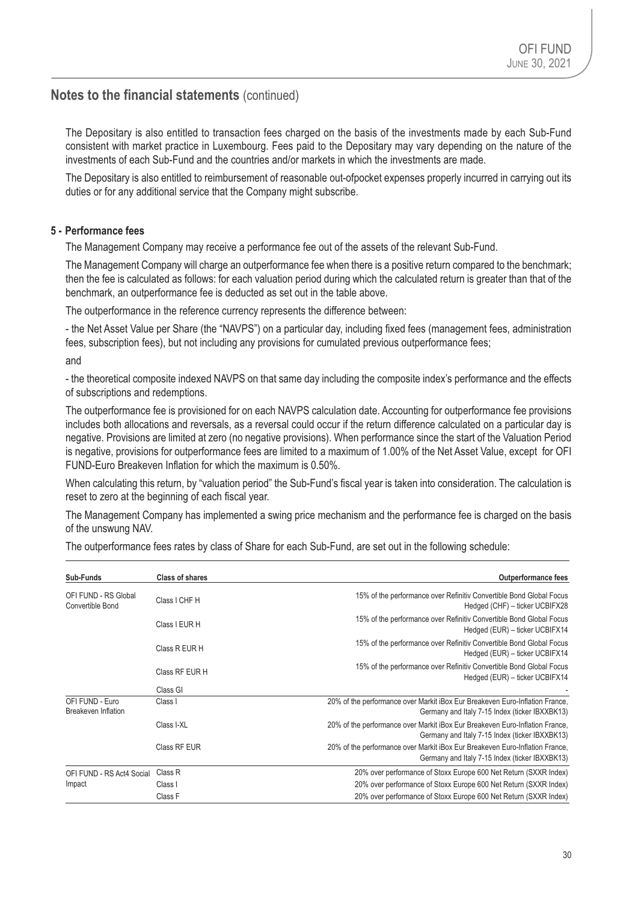## Notes to the financial statements (continued)

The Depositary is also entitled to transaction fees charged on the basis of the investments made by each Sub-Fund consistent with market practice in Luxembourg. Fees paid to the Depositary may vary depending on the nature of the investments of each Sub-Fund and the countries and/or markets in which the investments are made.

The Depositary is also entitled to reimbursement of reasonable out-ofpocket expenses properly incurred in carrying out its duties or for any additional service that the Company might subscribe.

### 5 - Performance fees

The Management Company may receive a performance fee out of the assets of the relevant Sub-Fund.

The Management Company will charge an outperformance fee when there is a positive return compared to the benchmark; then the fee is calculated as follows: for each valuation period during which the calculated return is greater than that of the benchmark, an outperformance fee is deducted as set out in the table above.

The outperformance in the reference currency represents the difference between:

- the Net Asset Value per Share (the "NAVPS") on a particular day, including fixed fees (management fees, administration fees, subscription fees), but not including any provisions for cumulated previous outperformance fees;

and

- the theoretical composite indexed NAVPS on that same day including the composite index's performance and the effects of subscriptions and redemptions.

The outperformance fee is provisioned for on each NAVPS calculation date. Accounting for outperformance fee provisions includes both allocations and reversals, as a reversal could occur if the return difference calculated on a particular day is negative. Provisions are limited at zero (no negative provisions). When performance since the start of the Valuation Period is negative, provisions for outperformance fees are limited to a maximum of 1.00% of the Net Asset Value, except for OFI FUND-Euro Breakeven Inflation for which the maximum is 0.50%.

When calculating this return, by "valuation period" the Sub-Fund's fiscal year is taken into consideration. The calculation is reset to zero at the beginning of each fiscal year.

The Management Company has implemented a swing price mechanism and the performance fee is charged on the basis of the unswung NAV.

The outperformance fees rates by class of Share for each Sub-Fund, are set out in the following schedule:

| Sub-Funds | Class of shares | Outperformance fees |
|---|---|---|
| OFI FUND - RS Global Convertible Bond | Class I CHF H | 15% of the performance over Refinitiv Convertible Bond Global Focus Hedged (CHF) – ticker UCBIFX28 |
| | Class I EUR H | 15% of the performance over Refinitiv Convertible Bond Global Focus Hedged (EUR) – ticker UCBIFX14 |
| | Class R EUR H | 15% of the performance over Refinitiv Convertible Bond Global Focus Hedged (EUR) – ticker UCBIFX14 |
| | Class RF EUR H | 15% of the performance over Refinitiv Convertible Bond Global Focus Hedged (EUR) – ticker UCBIFX14 |
| | Class GI | - |
| OFI FUND - Euro Breakeven Inflation | Class I | 20% of the performance over Markit iBox Eur Breakeven Euro-Inflation France, Germany and Italy 7-15 Index (ticker IBXXBK13) |
| | Class I-XL | 20% of the performance over Markit iBox Eur Breakeven Euro-Inflation France, Germany and Italy 7-15 Index (ticker IBXXBK13) |
| | Class RF EUR | 20% of the performance over Markit iBox Eur Breakeven Euro-Inflation France, Germany and Italy 7-15 Index (ticker IBXXBK13) |
| OFI FUND - RS Act4 Social Impact | Class R | 20% over performance of Stoxx Europe 600 Net Return (SXXR Index) |
| | Class I | 20% over performance of Stoxx Europe 600 Net Return (SXXR Index) |
| | Class F | 20% over performance of Stoxx Europe 600 Net Return (SXXR Index) |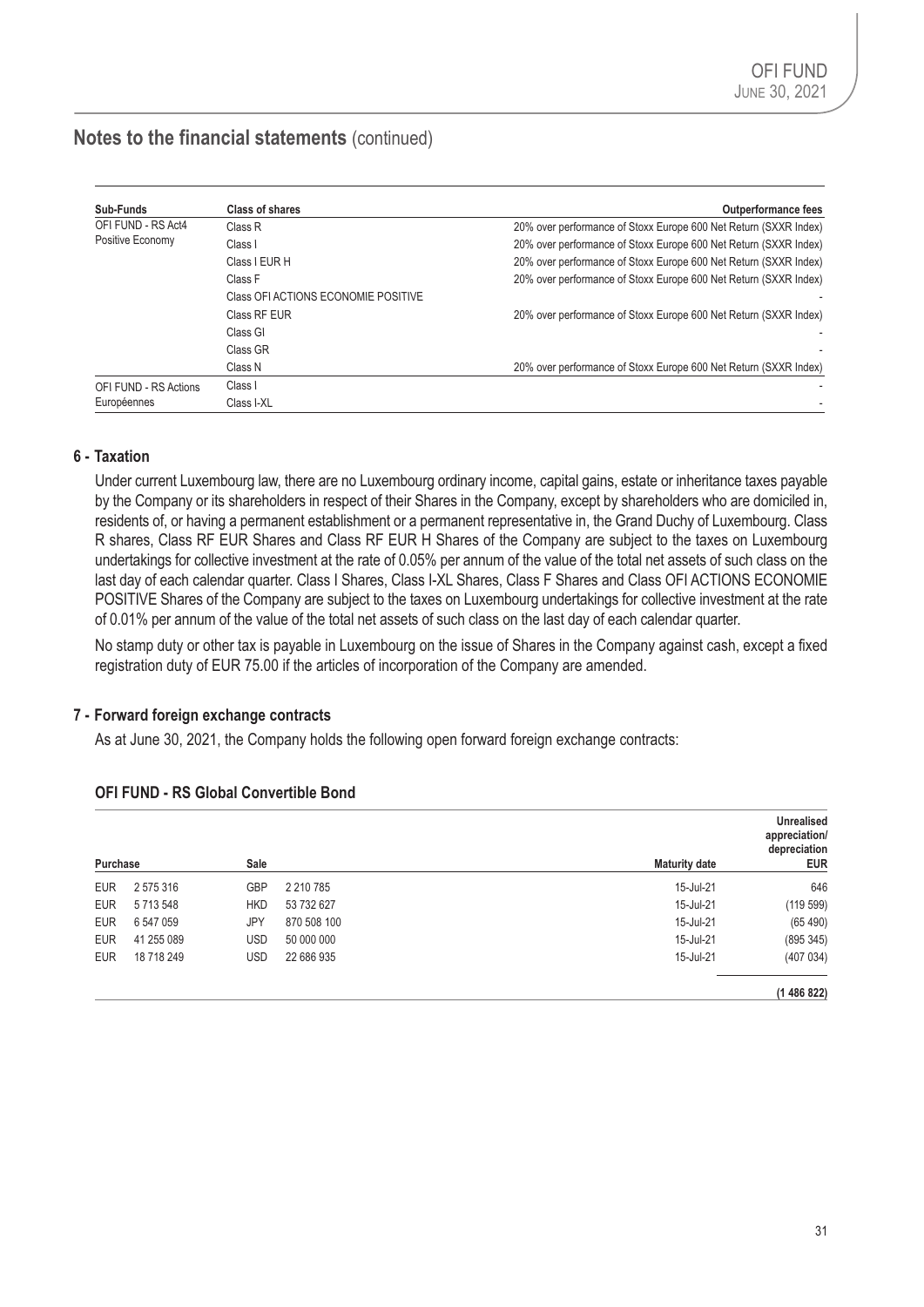## Notes to the financial statements (continued)

| Sub-Funds | Class of shares | Outperformance fees |
|---|---|---|
| OFI FUND - RS Act4 Positive Economy | Class R | 20% over performance of Stoxx Europe 600 Net Return (SXXR Index) |
| | Class I | 20% over performance of Stoxx Europe 600 Net Return (SXXR Index) |
| | Class I EUR H | 20% over performance of Stoxx Europe 600 Net Return (SXXR Index) |
| | Class F | 20% over performance of Stoxx Europe 600 Net Return (SXXR Index) |
| | Class OFI ACTIONS ECONOMIE POSITIVE | - |
| | Class RF EUR | 20% over performance of Stoxx Europe 600 Net Return (SXXR Index) |
| | Class GI | - |
| | Class GR | - |
| | Class N | 20% over performance of Stoxx Europe 600 Net Return (SXXR Index) |
| OFI FUND - RS Actions Européennes | Class I | - |
| | Class I-XL | - |

### 6 - Taxation

Under current Luxembourg law, there are no Luxembourg ordinary income, capital gains, estate or inheritance taxes payable by the Company or its shareholders in respect of their Shares in the Company, except by shareholders who are domiciled in, residents of, or having a permanent establishment or a permanent representative in, the Grand Duchy of Luxembourg. Class R shares, Class RF EUR Shares and Class RF EUR H Shares of the Company are subject to the taxes on Luxembourg undertakings for collective investment at the rate of 0.05% per annum of the value of the total net assets of such class on the last day of each calendar quarter. Class I Shares, Class I-XL Shares, Class F Shares and Class OFI ACTIONS ECONOMIE POSITIVE Shares of the Company are subject to the taxes on Luxembourg undertakings for collective investment at the rate of 0.01% per annum of the value of the total net assets of such class on the last day of each calendar quarter.

No stamp duty or other tax is payable in Luxembourg on the issue of Shares in the Company against cash, except a fixed registration duty of EUR 75.00 if the articles of incorporation of the Company are amended.

### 7 - Forward foreign exchange contracts

As at June 30, 2021, the Company holds the following open forward foreign exchange contracts:

#### OFI FUND - RS Global Convertible Bond

| Purchase | | Sale | | Maturity date | Unrealised appreciation/ depreciation EUR |
|---|---|---|---|---|---|
| EUR | 2 575 316 | GBP | 2 210 785 | 15-Jul-21 | 646 |
| EUR | 5 713 548 | HKD | 53 732 627 | 15-Jul-21 | (119 599) |
| EUR | 6 547 059 | JPY | 870 508 100 | 15-Jul-21 | (65 490) |
| EUR | 41 255 089 | USD | 50 000 000 | 15-Jul-21 | (895 345) |
| EUR | 18 718 249 | USD | 22 686 935 | 15-Jul-21 | (407 034) |
| | | | | | **(1 486 822)** |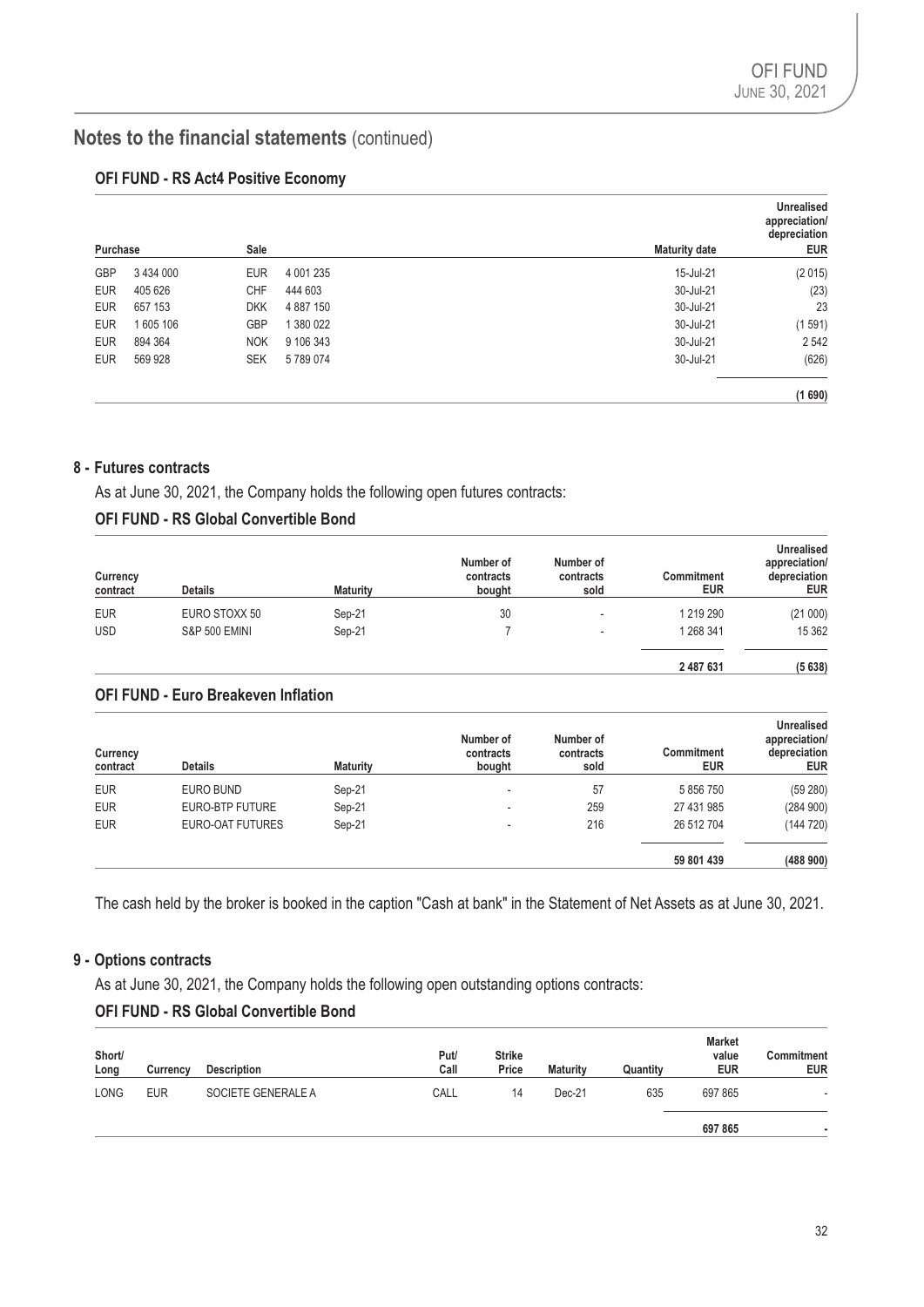## Notes to the financial statements (continued)

### OFI FUND - RS Act4 Positive Economy

| Purchase | | Sale | | Maturity date | Unrealised appreciation/ depreciation EUR |
|---|---|---|---|---|---|
| GBP | 3 434 000 | EUR | 4 001 235 | 15-Jul-21 | (2 015) |
| EUR | 405 626 | CHF | 444 603 | 30-Jul-21 | (23) |
| EUR | 657 153 | DKK | 4 887 150 | 30-Jul-21 | 23 |
| EUR | 1 605 106 | GBP | 1 380 022 | 30-Jul-21 | (1 591) |
| EUR | 894 364 | NOK | 9 106 343 | 30-Jul-21 | 2 542 |
| EUR | 569 928 | SEK | 5 789 074 | 30-Jul-21 | (626) |
| | | | | | **(1 690)** |

## 8 - Futures contracts

As at June 30, 2021, the Company holds the following open futures contracts:

### OFI FUND - RS Global Convertible Bond

| Currency contract | Details | Maturity | Number of contracts bought | Number of contracts sold | Commitment EUR | Unrealised appreciation/ depreciation EUR |
|---|---|---|---|---|---|---|
| EUR | EURO STOXX 50 | Sep-21 | 30 | - | 1 219 290 | (21 000) |
| USD | S&P 500 EMINI | Sep-21 | 7 | - | 1 268 341 | 15 362 |
| | | | | | **2 487 631** | **(5 638)** |

### OFI FUND - Euro Breakeven Inflation

| Currency contract | Details | Maturity | Number of contracts bought | Number of contracts sold | Commitment EUR | Unrealised appreciation/ depreciation EUR |
|---|---|---|---|---|---|---|
| EUR | EURO BUND | Sep-21 | - | 57 | 5 856 750 | (59 280) |
| EUR | EURO-BTP FUTURE | Sep-21 | - | 259 | 27 431 985 | (284 900) |
| EUR | EURO-OAT FUTURES | Sep-21 | - | 216 | 26 512 704 | (144 720) |
| | | | | | **59 801 439** | **(488 900)** |

The cash held by the broker is booked in the caption "Cash at bank" in the Statement of Net Assets as at June 30, 2021.

## 9 - Options contracts

As at June 30, 2021, the Company holds the following open outstanding options contracts:

### OFI FUND - RS Global Convertible Bond

| Short/ Long | Currency | Description | Put/ Call | Strike Price | Maturity | Quantity | Market value EUR | Commitment EUR |
|---|---|---|---|---|---|---|---|---|
| LONG | EUR | SOCIETE GENERALE A | CALL | 14 | Dec-21 | 635 | 697 865 | - |
| | | | | | | | **697 865** | **-** |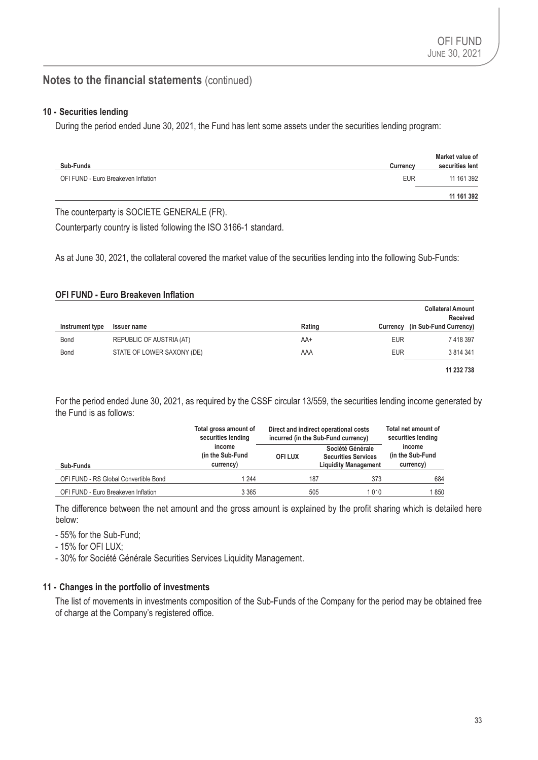## Notes to the financial statements (continued)

### 10 - Securities lending

During the period ended June 30, 2021, the Fund has lent some assets under the securities lending program:

| Sub-Funds | Currency | Market value of securities lent |
|---|---|---|
| OFI FUND - Euro Breakeven Inflation | EUR | 11 161 392 |
| | | **11 161 392** |

The counterparty is SOCIETE GENERALE (FR).

Counterparty country is listed following the ISO 3166-1 standard.

As at June 30, 2021, the collateral covered the market value of the securities lending into the following Sub-Funds:

#### OFI FUND - Euro Breakeven Inflation

| Instrument type | Issuer name | Rating | Currency | Collateral Amount Received (in Sub-Fund Currency) |
|---|---|---|---|---|
| Bond | REPUBLIC OF AUSTRIA (AT) | AA+ | EUR | 7 418 397 |
| Bond | STATE OF LOWER SAXONY (DE) | AAA | EUR | 3 814 341 |
| | | | | **11 232 738** |

For the period ended June 30, 2021, as required by the CSSF circular 13/559, the securities lending income generated by the Fund is as follows:

| Sub-Funds | Total gross amount of securities lending income (in the Sub-Fund currency) | Direct and indirect operational costs incurred (in the Sub-Fund currency) | | Total net amount of securities lending income (in the Sub-Fund currency) |
|---|---|---|---|---|
| | | OFI LUX | Société Générale Securities Services Liquidity Management | |
| OFI FUND - RS Global Convertible Bond | 1 244 | 187 | 373 | 684 |
| OFI FUND - Euro Breakeven Inflation | 3 365 | 505 | 1 010 | 1 850 |

The difference between the net amount and the gross amount is explained by the profit sharing which is detailed here below:

- 55% for the Sub-Fund;
- 15% for OFI LUX;
- 30% for Société Générale Securities Services Liquidity Management.

### 11 - Changes in the portfolio of investments

The list of movements in investments composition of the Sub-Funds of the Company for the period may be obtained free of charge at the Company's registered office.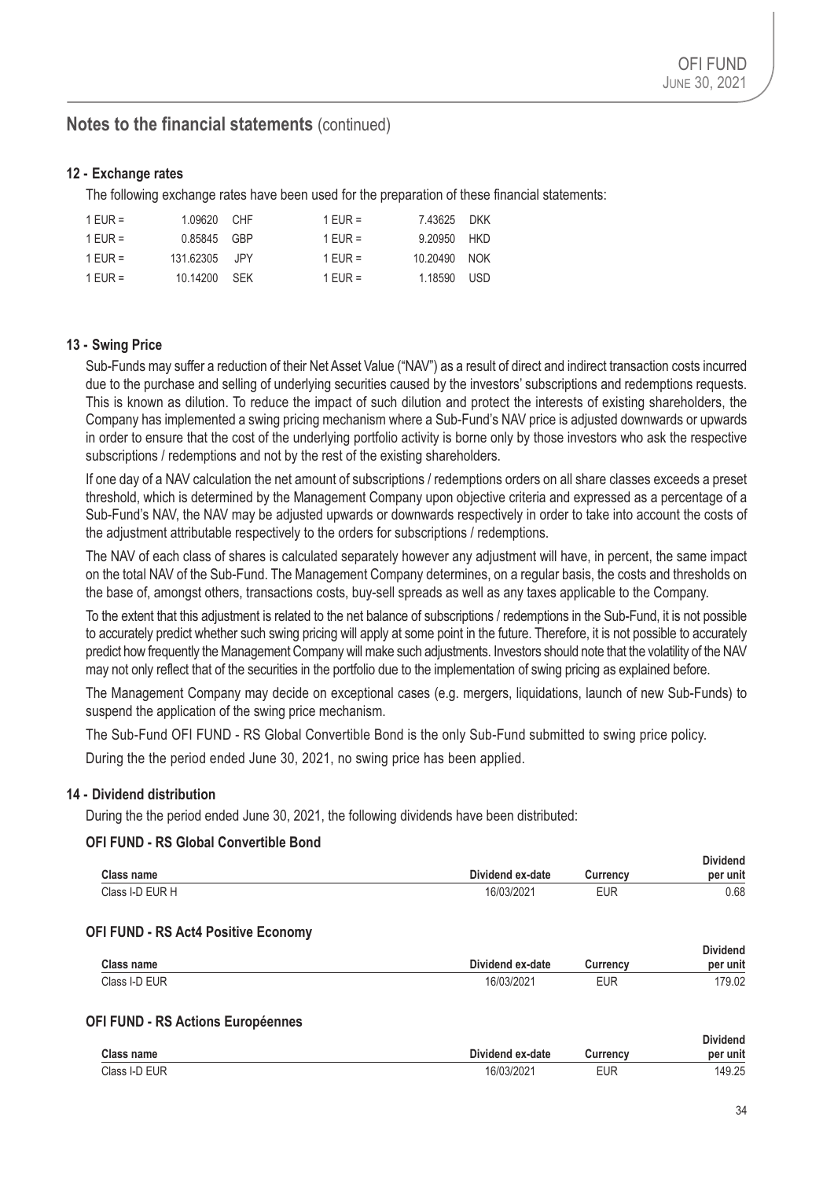## Notes to the financial statements (continued)

### 12 - Exchange rates

The following exchange rates have been used for the preparation of these financial statements:

| | | | | | |
|---|---|---|---|---|---|
| 1 EUR = | 1.09620 | CHF | 1 EUR = | 7.43625 | DKK |
| 1 EUR = | 0.85845 | GBP | 1 EUR = | 9.20950 | HKD |
| 1 EUR = | 131.62305 | JPY | 1 EUR = | 10.20490 | NOK |
| 1 EUR = | 10.14200 | SEK | 1 EUR = | 1.18590 | USD |

### 13 - Swing Price

Sub-Funds may suffer a reduction of their Net Asset Value ("NAV") as a result of direct and indirect transaction costs incurred due to the purchase and selling of underlying securities caused by the investors' subscriptions and redemptions requests. This is known as dilution. To reduce the impact of such dilution and protect the interests of existing shareholders, the Company has implemented a swing pricing mechanism where a Sub-Fund's NAV price is adjusted downwards or upwards in order to ensure that the cost of the underlying portfolio activity is borne only by those investors who ask the respective subscriptions / redemptions and not by the rest of the existing shareholders.

If one day of a NAV calculation the net amount of subscriptions / redemptions orders on all share classes exceeds a preset threshold, which is determined by the Management Company upon objective criteria and expressed as a percentage of a Sub-Fund's NAV, the NAV may be adjusted upwards or downwards respectively in order to take into account the costs of the adjustment attributable respectively to the orders for subscriptions / redemptions.

The NAV of each class of shares is calculated separately however any adjustment will have, in percent, the same impact on the total NAV of the Sub-Fund. The Management Company determines, on a regular basis, the costs and thresholds on the base of, amongst others, transactions costs, buy-sell spreads as well as any taxes applicable to the Company.

To the extent that this adjustment is related to the net balance of subscriptions / redemptions in the Sub-Fund, it is not possible to accurately predict whether such swing pricing will apply at some point in the future. Therefore, it is not possible to accurately predict how frequently the Management Company will make such adjustments. Investors should note that the volatility of the NAV may not only reflect that of the securities in the portfolio due to the implementation of swing pricing as explained before.

The Management Company may decide on exceptional cases (e.g. mergers, liquidations, launch of new Sub-Funds) to suspend the application of the swing price mechanism.

The Sub-Fund OFI FUND - RS Global Convertible Bond is the only Sub-Fund submitted to swing price policy.

During the the period ended June 30, 2021, no swing price has been applied.

### 14 - Dividend distribution

During the the period ended June 30, 2021, the following dividends have been distributed:

**OFI FUND - RS Global Convertible Bond**

| Class name | Dividend ex-date | Currency | Dividend per unit |
|---|---|---|---|
| Class I-D EUR H | 16/03/2021 | EUR | 0.68 |

**OFI FUND - RS Act4 Positive Economy**

| Class name | Dividend ex-date | Currency | Dividend per unit |
|---|---|---|---|
| Class I-D EUR | 16/03/2021 | EUR | 179.02 |

**OFI FUND - RS Actions Européennes**

| Class name | Dividend ex-date | Currency | Dividend per unit |
|---|---|---|---|
| Class I-D EUR | 16/03/2021 | EUR | 149.25 |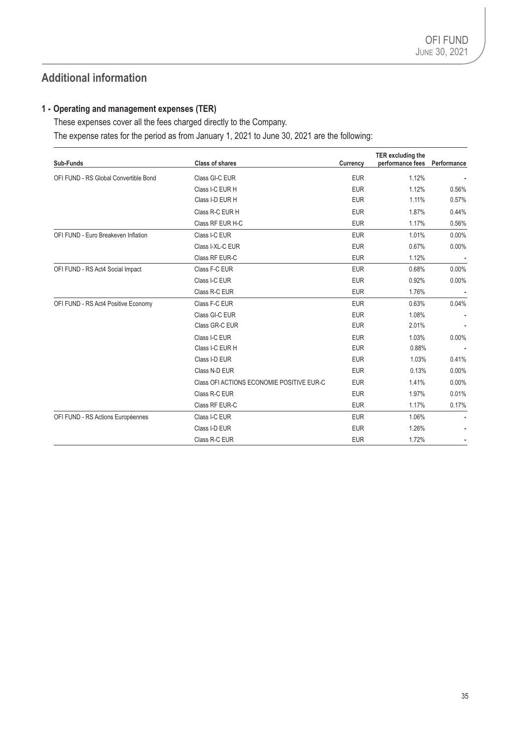## Additional information

### 1 - Operating and management expenses (TER)

These expenses cover all the fees charged directly to the Company.

The expense rates for the period as from January 1, 2021 to June 30, 2021 are the following:

| Sub-Funds | Class of shares | Currency | TER excluding the performance fees | Performance |
|---|---|---|---|---|
| OFI FUND - RS Global Convertible Bond | Class GI-C EUR | EUR | 1.12% | - |
| | Class I-C EUR H | EUR | 1.12% | 0.56% |
| | Class I-D EUR H | EUR | 1.11% | 0.57% |
| | Class R-C EUR H | EUR | 1.87% | 0.44% |
| | Class RF EUR H-C | EUR | 1.17% | 0.56% |
| OFI FUND - Euro Breakeven Inflation | Class I-C EUR | EUR | 1.01% | 0.00% |
| | Class I-XL-C EUR | EUR | 0.67% | 0.00% |
| | Class RF EUR-C | EUR | 1.12% | - |
| OFI FUND - RS Act4 Social Impact | Class F-C EUR | EUR | 0.68% | 0.00% |
| | Class I-C EUR | EUR | 0.92% | 0.00% |
| | Class R-C EUR | EUR | 1.76% | - |
| OFI FUND - RS Act4 Positive Economy | Class F-C EUR | EUR | 0.63% | 0.04% |
| | Class GI-C EUR | EUR | 1.08% | - |
| | Class GR-C EUR | EUR | 2.01% | - |
| | Class I-C EUR | EUR | 1.03% | 0.00% |
| | Class I-C EUR H | EUR | 0.88% | - |
| | Class I-D EUR | EUR | 1.03% | 0.41% |
| | Class N-D EUR | EUR | 0.13% | 0.00% |
| | Class OFI ACTIONS ECONOMIE POSITIVE EUR-C | EUR | 1.41% | 0.00% |
| | Class R-C EUR | EUR | 1.97% | 0.01% |
| | Class RF EUR-C | EUR | 1.17% | 0.17% |
| OFI FUND - RS Actions Européennes | Class I-C EUR | EUR | 1.06% | - |
| | Class I-D EUR | EUR | 1.26% | - |
| | Class R-C EUR | EUR | 1.72% | - |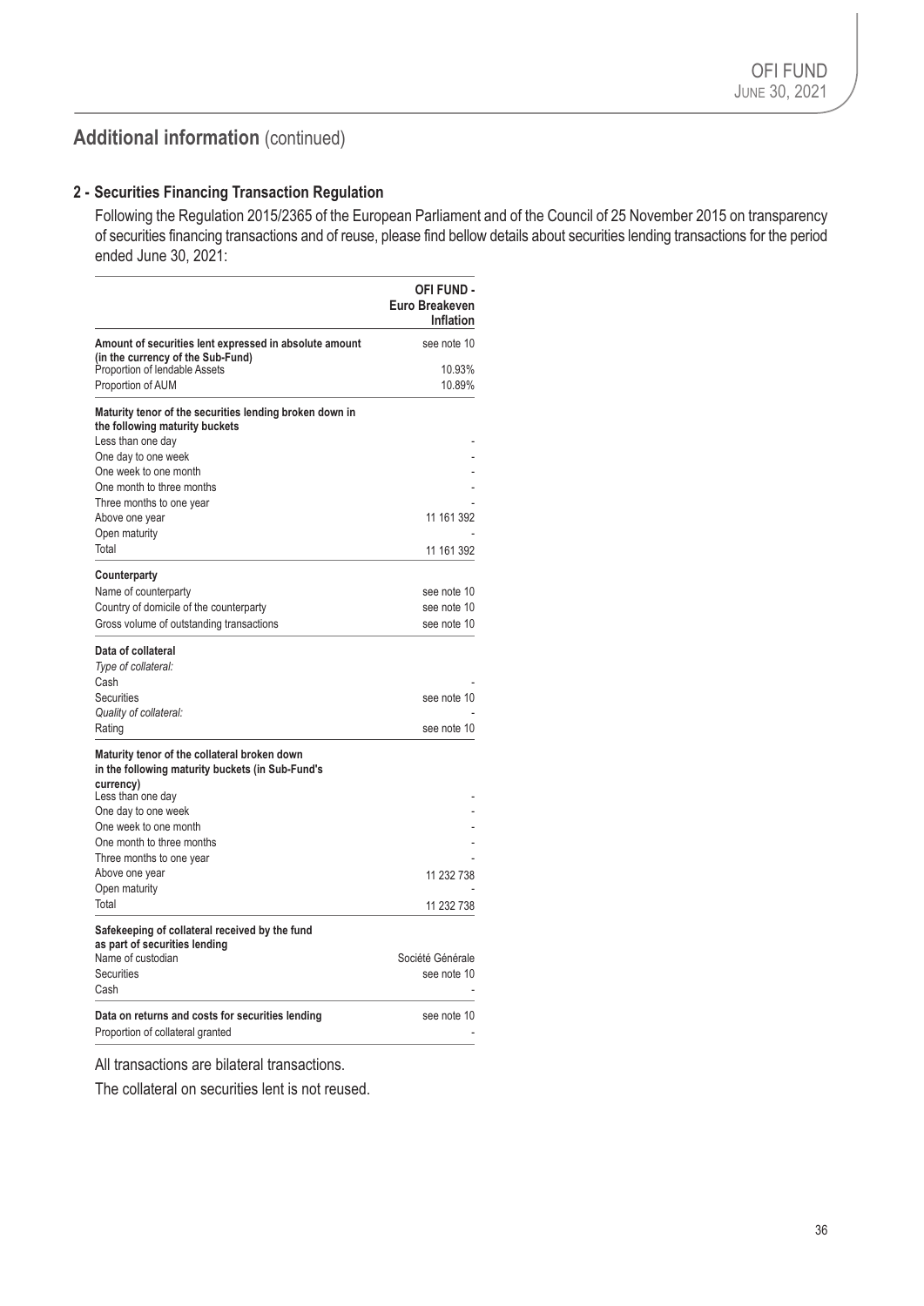## Additional information (continued)

### 2 - Securities Financing Transaction Regulation

Following the Regulation 2015/2365 of the European Parliament and of the Council of 25 November 2015 on transparency of securities financing transactions and of reuse, please find bellow details about securities lending transactions for the period ended June 30, 2021:

| | OFI FUND - Euro Breakeven Inflation |
|---|---|
| **Amount of securities lent expressed in absolute amount (in the currency of the Sub-Fund)** | see note 10 |
| Proportion of lendable Assets | 10.93% |
| Proportion of AUM | 10.89% |
| **Maturity tenor of the securities lending broken down in the following maturity buckets** | |
| Less than one day | - |
| One day to one week | - |
| One week to one month | - |
| One month to three months | - |
| Three months to one year | - |
| Above one year | 11 161 392 |
| Open maturity | - |
| Total | 11 161 392 |
| **Counterparty** | |
| Name of counterparty | see note 10 |
| Country of domicile of the counterparty | see note 10 |
| Gross volume of outstanding transactions | see note 10 |
| **Data of collateral** | |
| *Type of collateral:* | |
| Cash | - |
| Securities | see note 10 |
| *Quality of collateral:* | - |
| Rating | see note 10 |
| **Maturity tenor of the collateral broken down in the following maturity buckets (in Sub-Fund's currency)** | |
| Less than one day | - |
| One day to one week | - |
| One week to one month | - |
| One month to three months | - |
| Three months to one year | - |
| Above one year | 11 232 738 |
| Open maturity | - |
| Total | 11 232 738 |
| **Safekeeping of collateral received by the fund as part of securities lending** | |
| Name of custodian | Société Générale |
| Securities | see note 10 |
| Cash | - |
| **Data on returns and costs for securities lending** | see note 10 |
| Proportion of collateral granted | - |

All transactions are bilateral transactions.

The collateral on securities lent is not reused.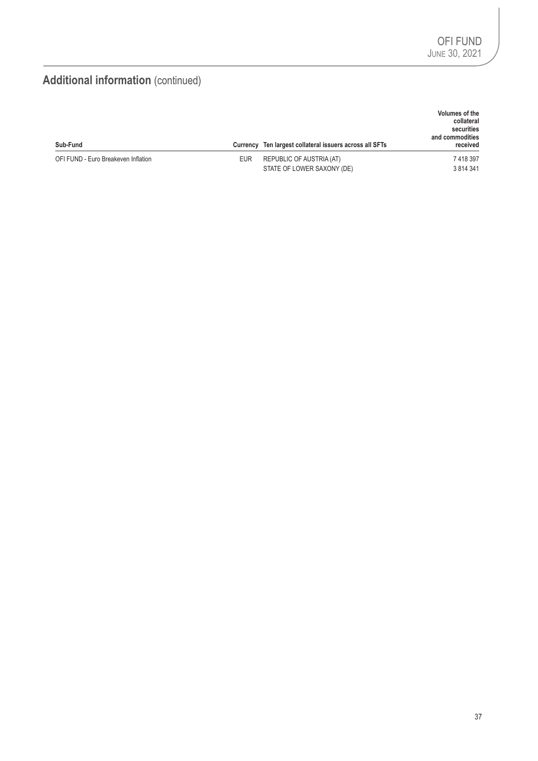## Additional information (continued)

| Sub-Fund | Currency | Ten largest collateral issuers across all SFTs | Volumes of the collateral securities and commodities received |
|---|---|---|---|
| OFI FUND - Euro Breakeven Inflation | EUR | REPUBLIC OF AUSTRIA (AT) | 7 418 397 |
| | | STATE OF LOWER SAXONY (DE) | 3 814 341 |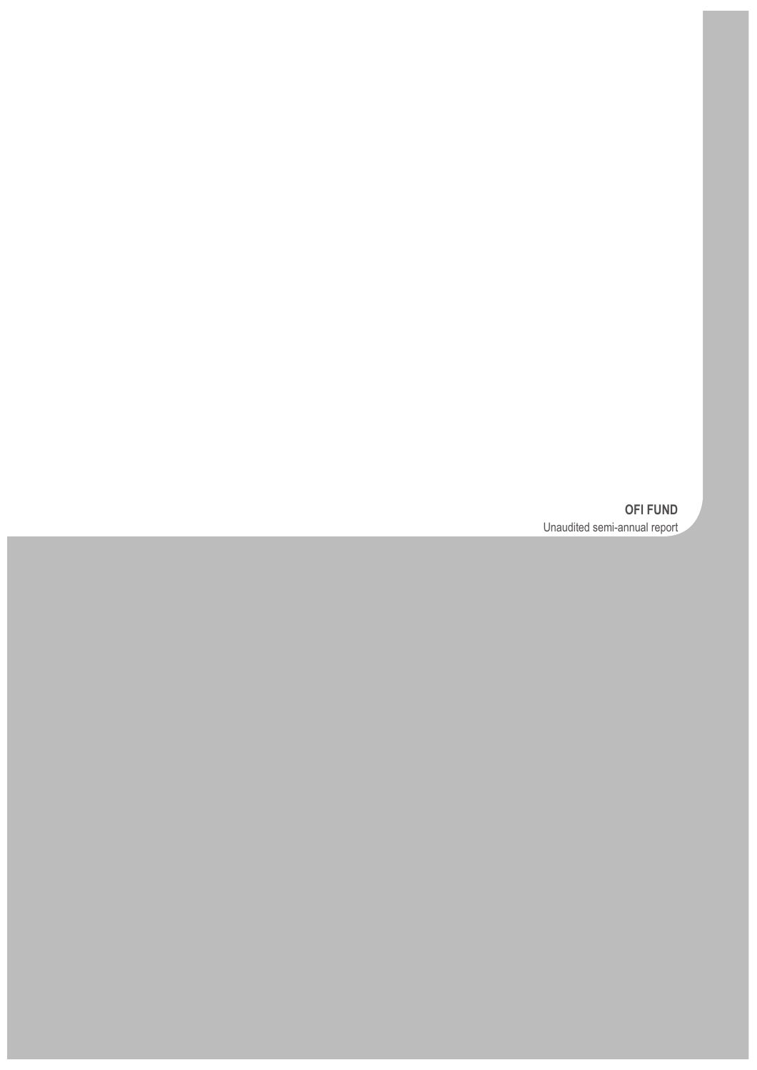**OFI FUND**

Unaudited semi-annual report